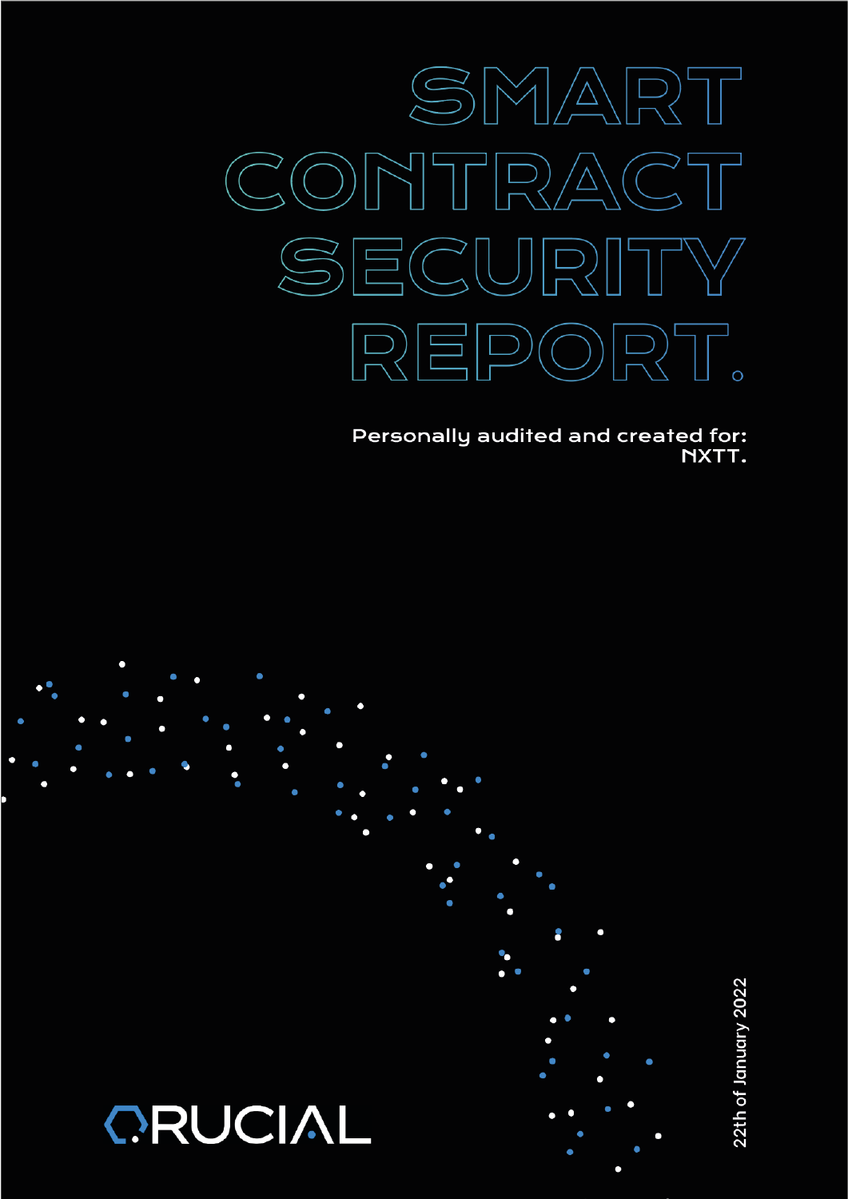# SMART CONTRACT SECURITY REPORT.

**Personally audited and created for: NXTT.**

22th of January 2022

CRUCIAL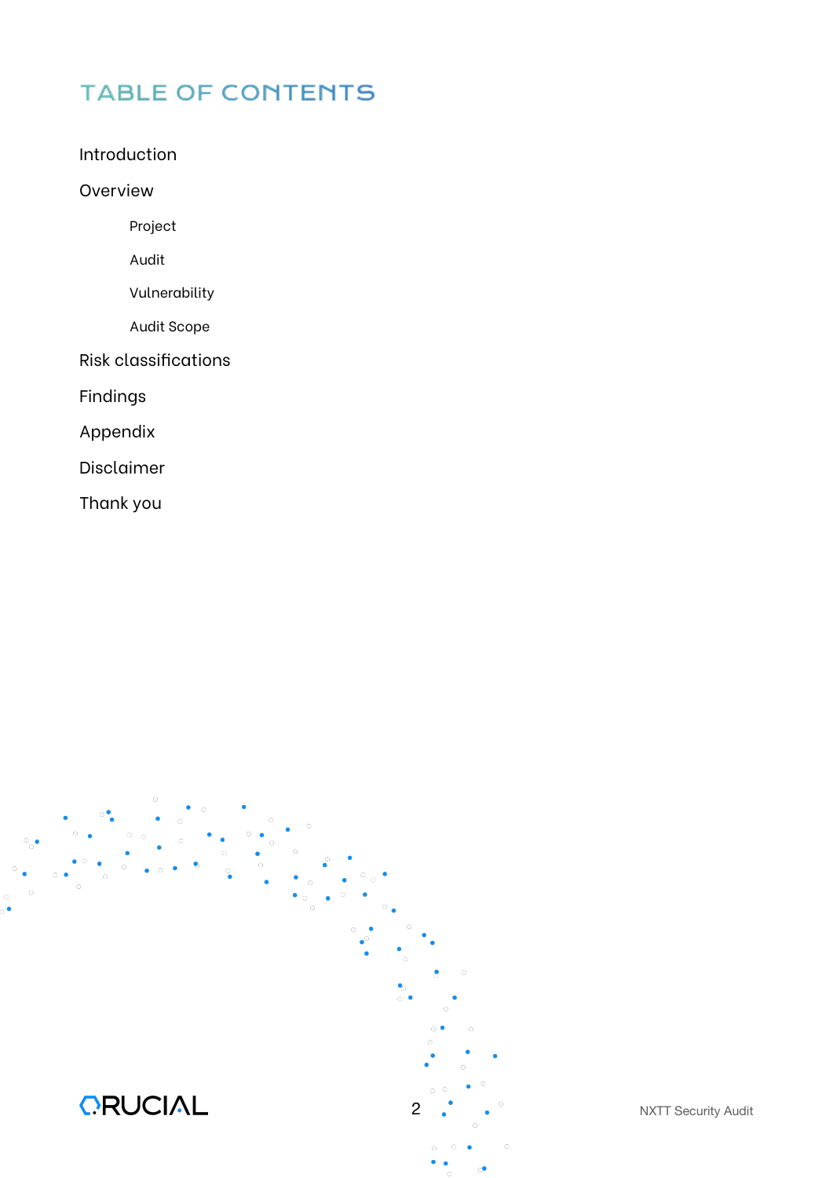# TABLE OF CONTENTS

- Introduction
- Overview
  - Project
  - Audit
  - Vulnerability
  - Audit Scope
- Risk classifications
- Findings
- Appendix
- Disclaimer
- Thank you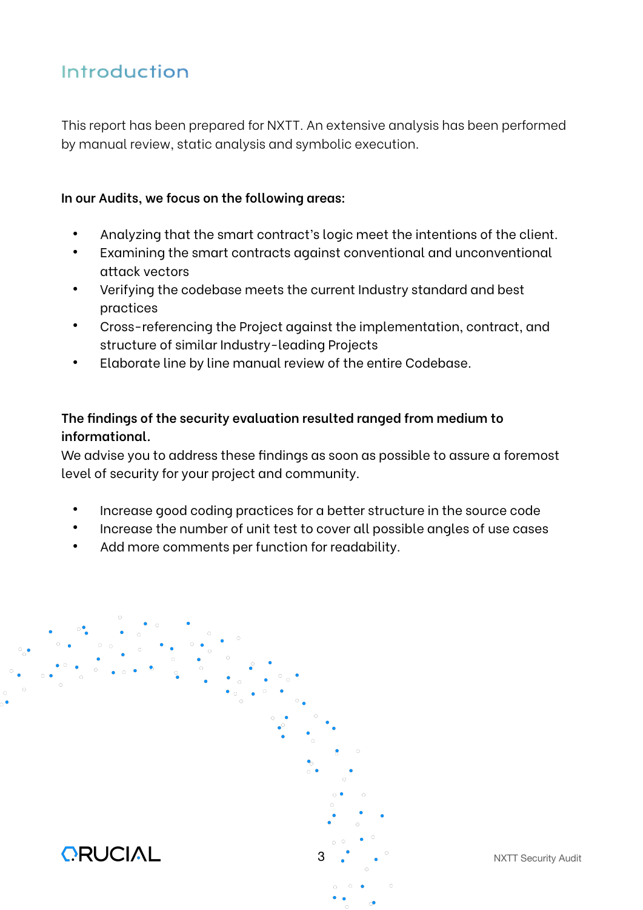# Introduction

This report has been prepared for NXTT. An extensive analysis has been performed by manual review, static analysis and symbolic execution.

**In our Audits, we focus on the following areas:**

- Analyzing that the smart contract's logic meet the intentions of the client.
- Examining the smart contracts against conventional and unconventional attack vectors
- Verifying the codebase meets the current Industry standard and best practices
- Cross-referencing the Project against the implementation, contract, and structure of similar Industry-leading Projects
- Elaborate line by line manual review of the entire Codebase.

**The findings of the security evaluation resulted ranged from medium to informational.**
We advise you to address these findings as soon as possible to assure a foremost level of security for your project and community.

- Increase good coding practices for a better structure in the source code
- Increase the number of unit test to cover all possible angles of use cases
- Add more comments per function for readability.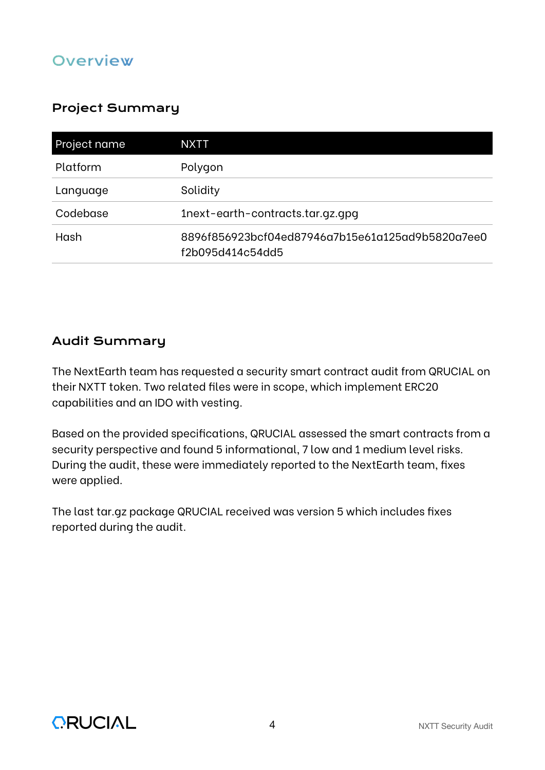# Overview

## Project Summary

| Project name | NXTT |
|---|---|
| Platform | Polygon |
| Language | Solidity |
| Codebase | 1next-earth-contracts.tar.gz.gpg |
| Hash | 8896f856923bcf04ed87946a7b15e61a125ad9b5820a7ee0f2b095d414c54dd5 |

## Audit Summary

The NextEarth team has requested a security smart contract audit from QRUCIAL on their NXTT token. Two related files were in scope, which implement ERC20 capabilities and an IDO with vesting.

Based on the provided specifications, QRUCIAL assessed the smart contracts from a security perspective and found 5 informational, 7 low and 1 medium level risks. During the audit, these were immediately reported to the NextEarth team, fixes were applied.

The last tar.gz package QRUCIAL received was version 5 which includes fixes reported during the audit.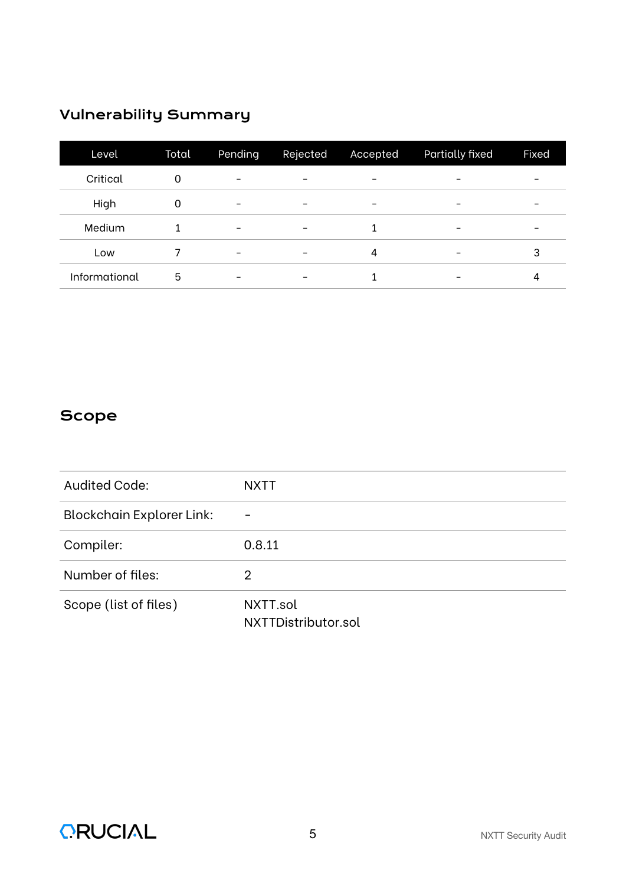## Vulnerability Summary

| Level | Total | Pending | Rejected | Accepted | Partially fixed | Fixed |
|---|---|---|---|---|---|---|
| Critical | 0 | - | - | - | - | - |
| High | 0 | - | - | - | - | - |
| Medium | 1 | - | - | 1 | - | - |
| Low | 7 | - | - | 4 | - | 3 |
| Informational | 5 | - | - | 1 | - | 4 |

## Scope

| | |
|---|---|
| Audited Code: | NXTT |
| Blockchain Explorer Link: | - |
| Compiler: | 0.8.11 |
| Number of files: | 2 |
| Scope (list of files) | NXTT.sol<br>NXTTDistributor.sol |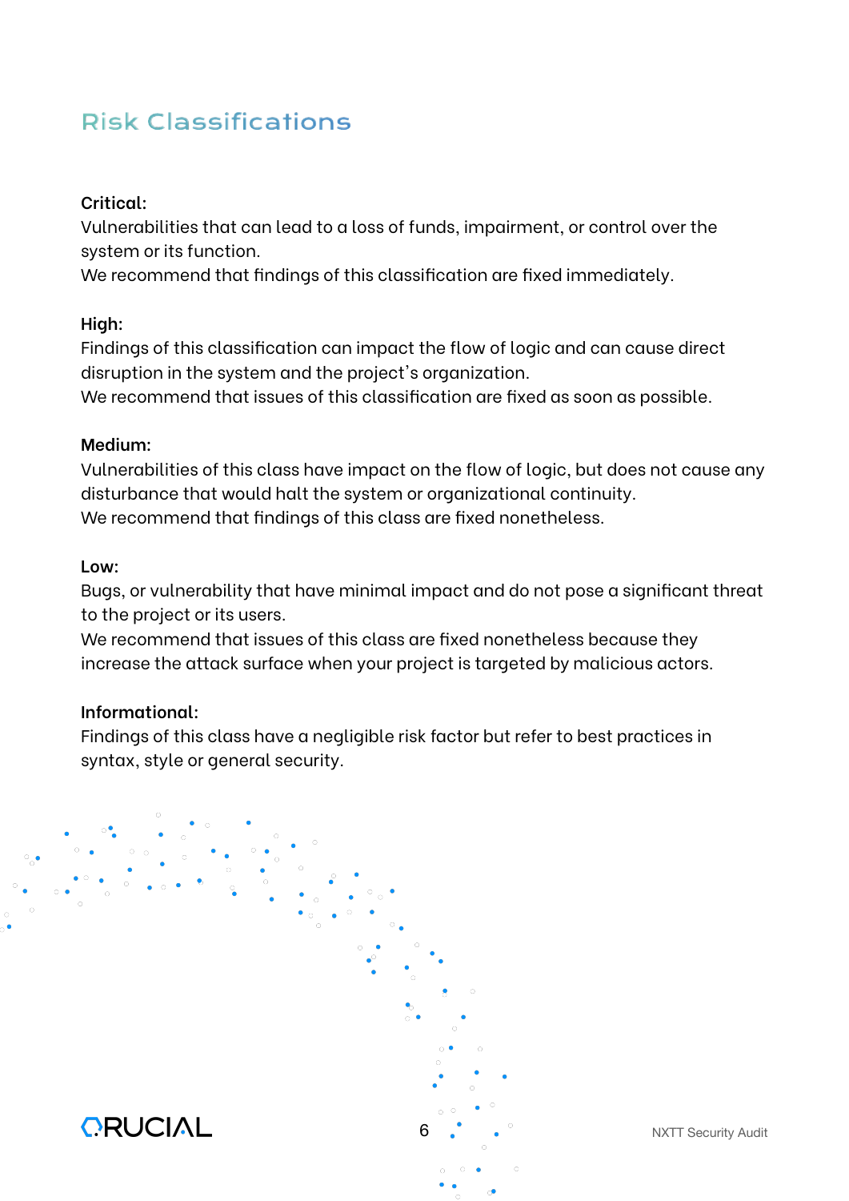## Risk Classifications

**Critical:**
Vulnerabilities that can lead to a loss of funds, impairment, or control over the system or its function.
We recommend that findings of this classification are fixed immediately.

**High:**
Findings of this classification can impact the flow of logic and can cause direct disruption in the system and the project's organization.
We recommend that issues of this classification are fixed as soon as possible.

**Medium:**
Vulnerabilities of this class have impact on the flow of logic, but does not cause any disturbance that would halt the system or organizational continuity.
We recommend that findings of this class are fixed nonetheless.

**Low:**
Bugs, or vulnerability that have minimal impact and do not pose a significant threat to the project or its users.
We recommend that issues of this class are fixed nonetheless because they increase the attack surface when your project is targeted by malicious actors.

**Informational:**
Findings of this class have a negligible risk factor but refer to best practices in syntax, style or general security.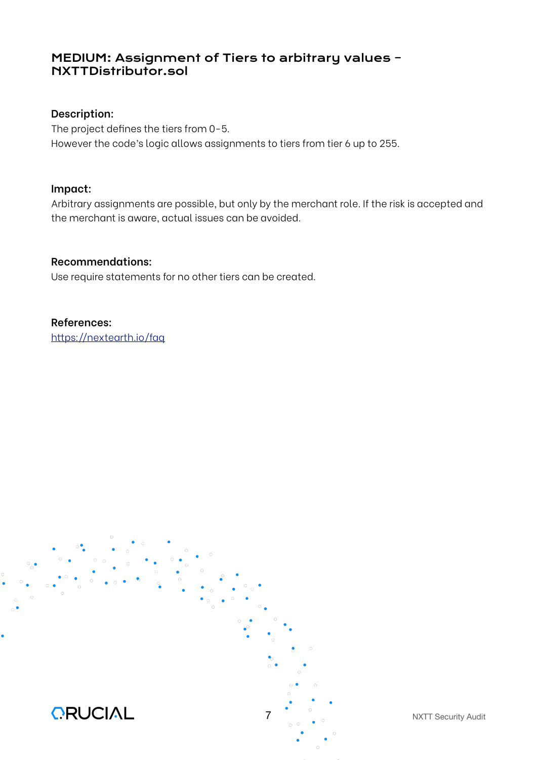## MEDIUM: Assignment of Tiers to arbitrary values - NXTTDistributor.sol

**Description:**

The project defines the tiers from 0-5.
However the code's logic allows assignments to tiers from tier 6 up to 255.

**Impact:**

Arbitrary assignments are possible, but only by the merchant role. If the risk is accepted and the merchant is aware, actual issues can be avoided.

**Recommendations:**

Use require statements for no other tiers can be created.

**References:**

[https://nextearth.io/faq](https://nextearth.io/faq)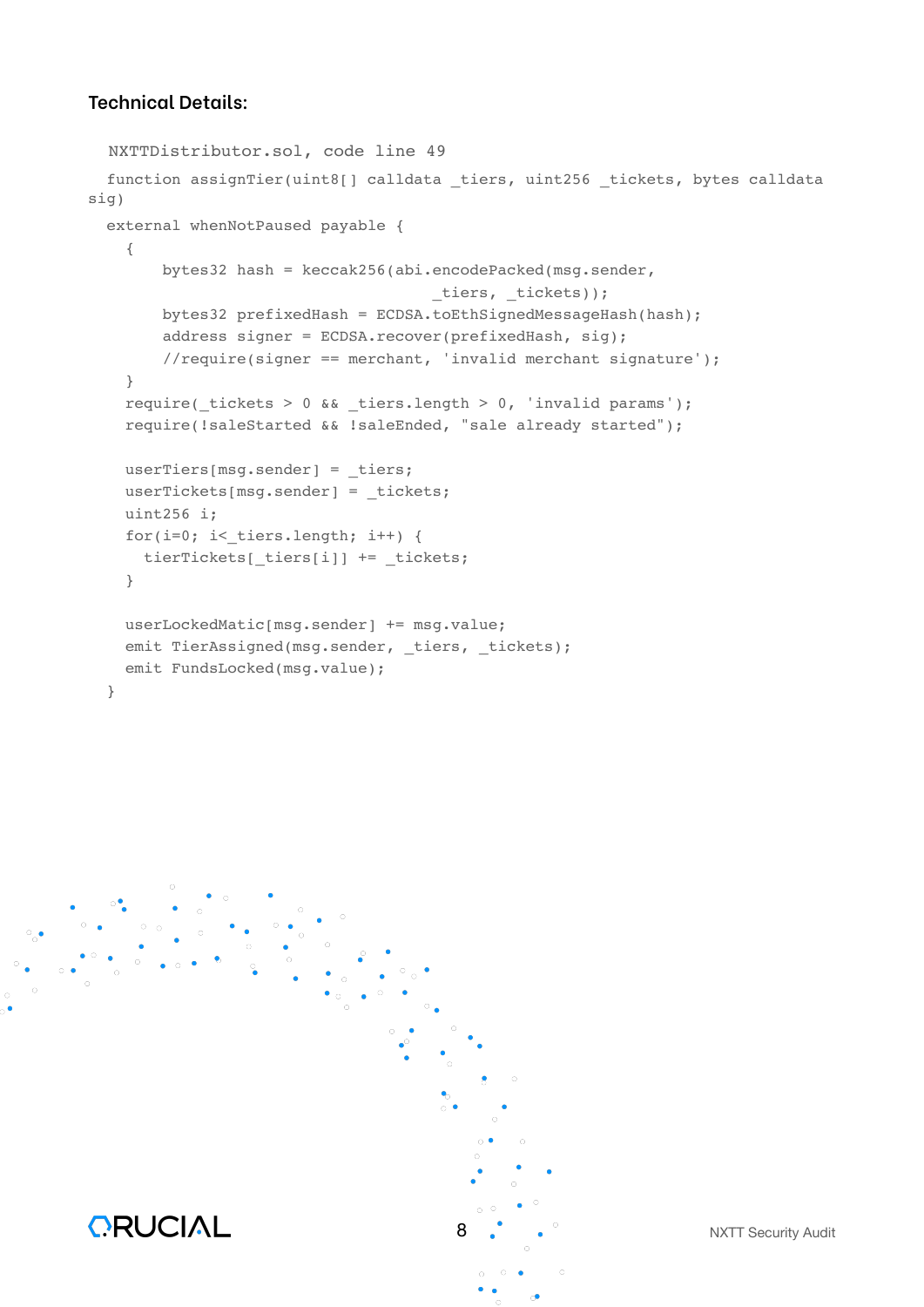### Technical Details:

```
NXTTDistributor.sol, code line 49
function assignTier(uint8[] calldata _tiers, uint256 _tickets, bytes calldata
sig)
external whenNotPaused payable {
  {
      bytes32 hash = keccak256(abi.encodePacked(msg.sender,
                              _tiers, _tickets));
      bytes32 prefixedHash = ECDSA.toEthSignedMessageHash(hash);
      address signer = ECDSA.recover(prefixedHash, sig);
      //require(signer == merchant, 'invalid merchant signature');
  }
  require(_tickets > 0 && _tiers.length > 0, 'invalid params');
  require(!saleStarted && !saleEnded, "sale already started");

  userTiers[msg.sender] = _tiers;
  userTickets[msg.sender] = _tickets;
  uint256 i;
  for(i=0; i<_tiers.length; i++) {
    tierTickets[_tiers[i]] += _tickets;
  }

  userLockedMatic[msg.sender] += msg.value;
  emit TierAssigned(msg.sender, _tiers, _tickets);
  emit FundsLocked(msg.value);
}
```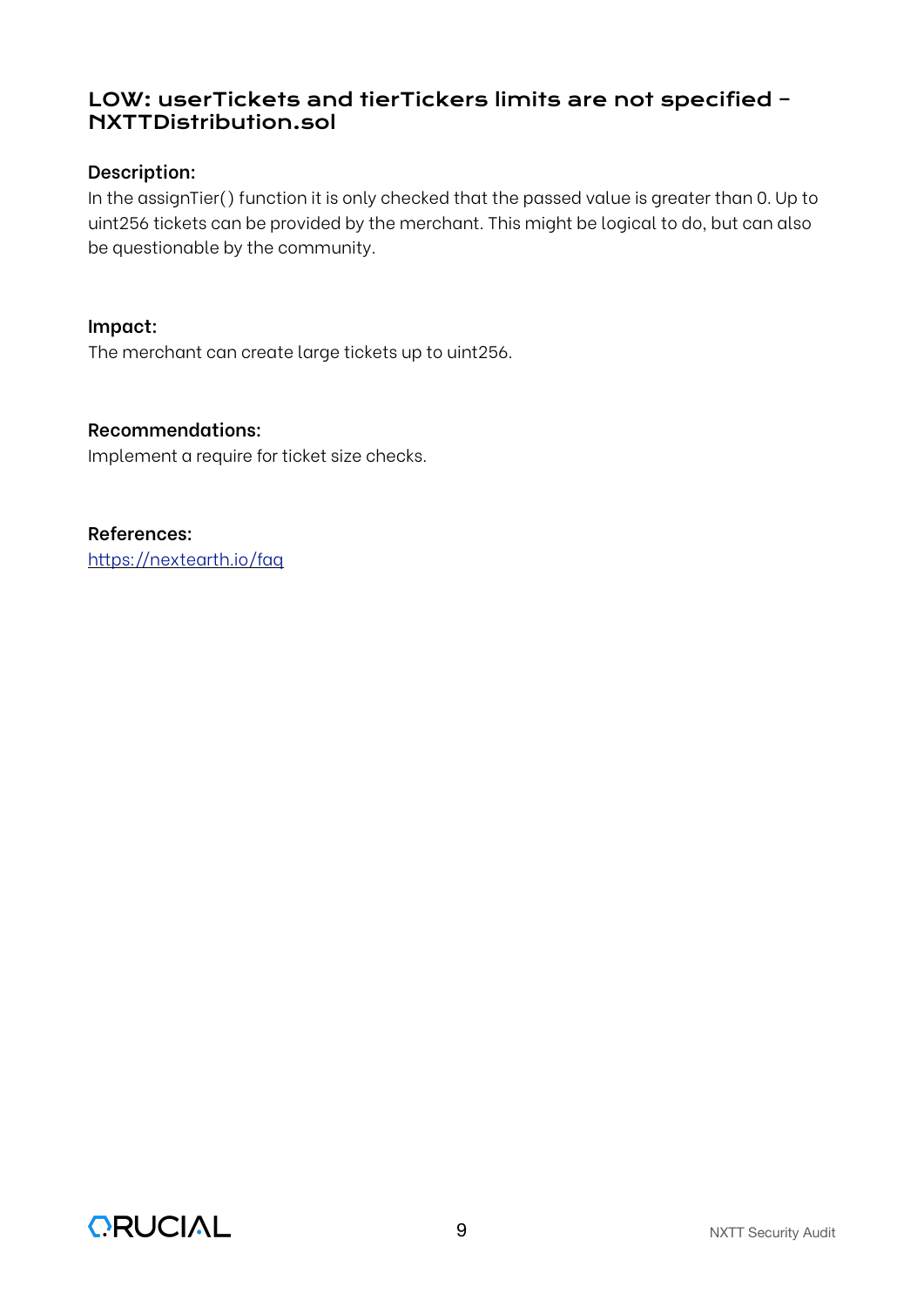## LOW: userTickets and tierTickers limits are not specified - NXTTDistribution.sol

**Description:**

In the assignTier() function it is only checked that the passed value is greater than 0. Up to uint256 tickets can be provided by the merchant. This might be logical to do, but can also be questionable by the community.

**Impact:**

The merchant can create large tickets up to uint256.

**Recommendations:**

Implement a require for ticket size checks.

**References:**

[https://nextearth.io/faq](https://nextearth.io/faq)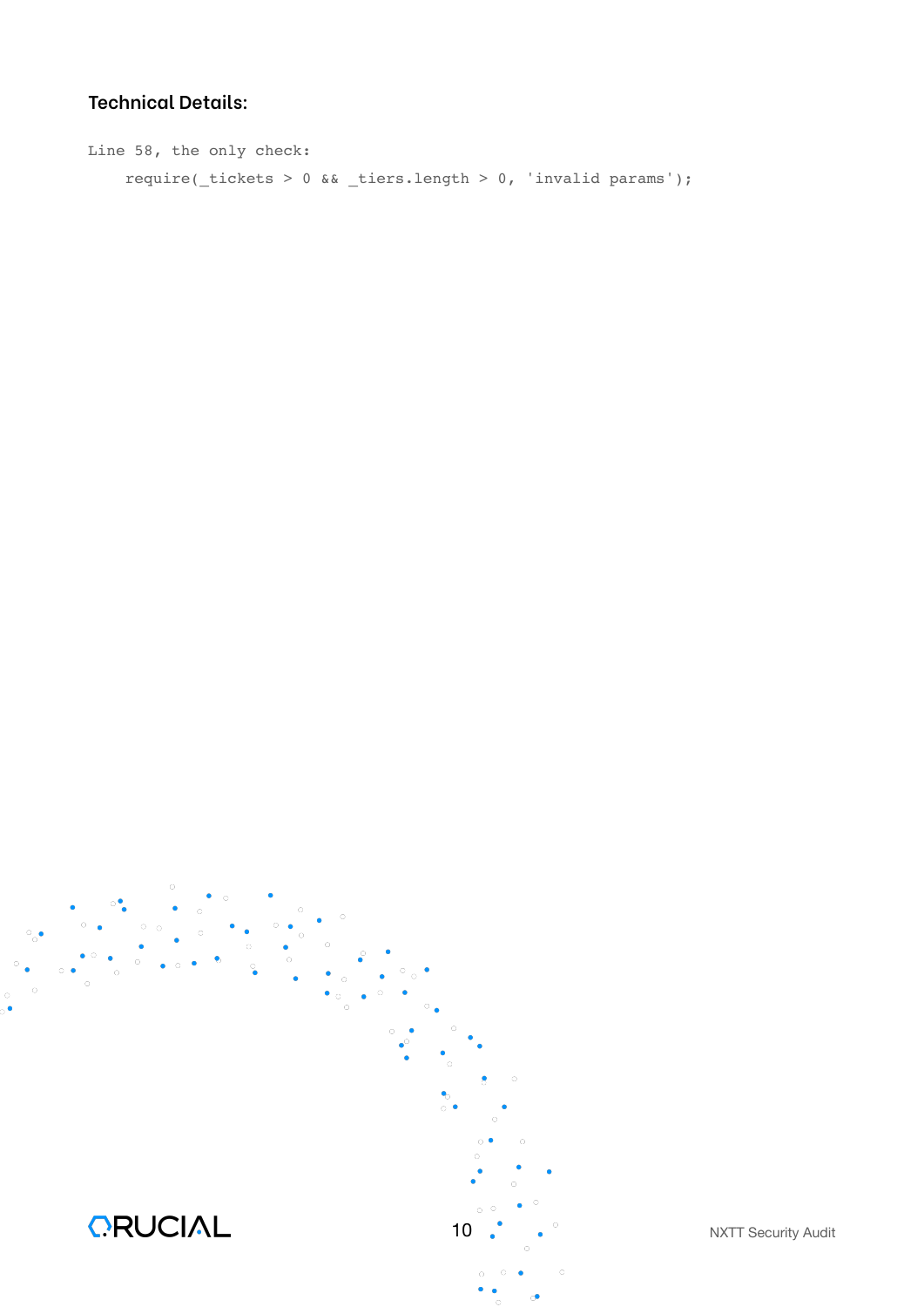**Technical Details:**

```
Line 58, the only check:
    require(_tickets > 0 && _tiers.length > 0, 'invalid params');
```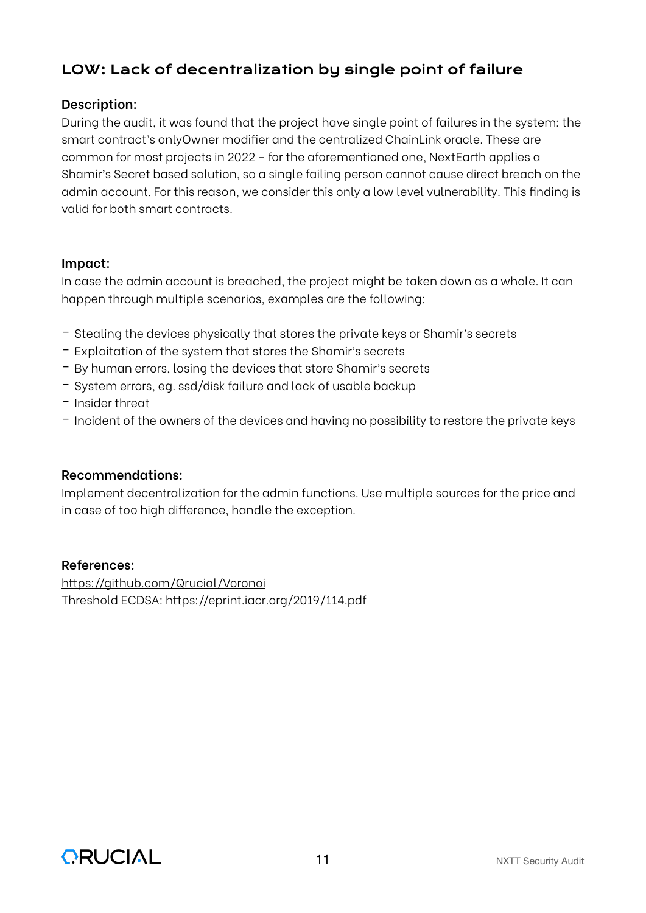## LOW: Lack of decentralization by single point of failure

**Description:**

During the audit, it was found that the project have single point of failures in the system: the smart contract's onlyOwner modifier and the centralized ChainLink oracle. These are common for most projects in 2022 - for the aforementioned one, NextEarth applies a Shamir's Secret based solution, so a single failing person cannot cause direct breach on the admin account. For this reason, we consider this only a low level vulnerability. This finding is valid for both smart contracts.

**Impact:**

In case the admin account is breached, the project might be taken down as a whole. It can happen through multiple scenarios, examples are the following:

- Stealing the devices physically that stores the private keys or Shamir's secrets
- Exploitation of the system that stores the Shamir's secrets
- By human errors, losing the devices that store Shamir's secrets
- System errors, eg. ssd/disk failure and lack of usable backup
- Insider threat
- Incident of the owners of the devices and having no possibility to restore the private keys

**Recommendations:**

Implement decentralization for the admin functions. Use multiple sources for the price and in case of too high difference, handle the exception.

**References:**

https://github.com/Qrucial/Voronoi

Threshold ECDSA: https://eprint.iacr.org/2019/114.pdf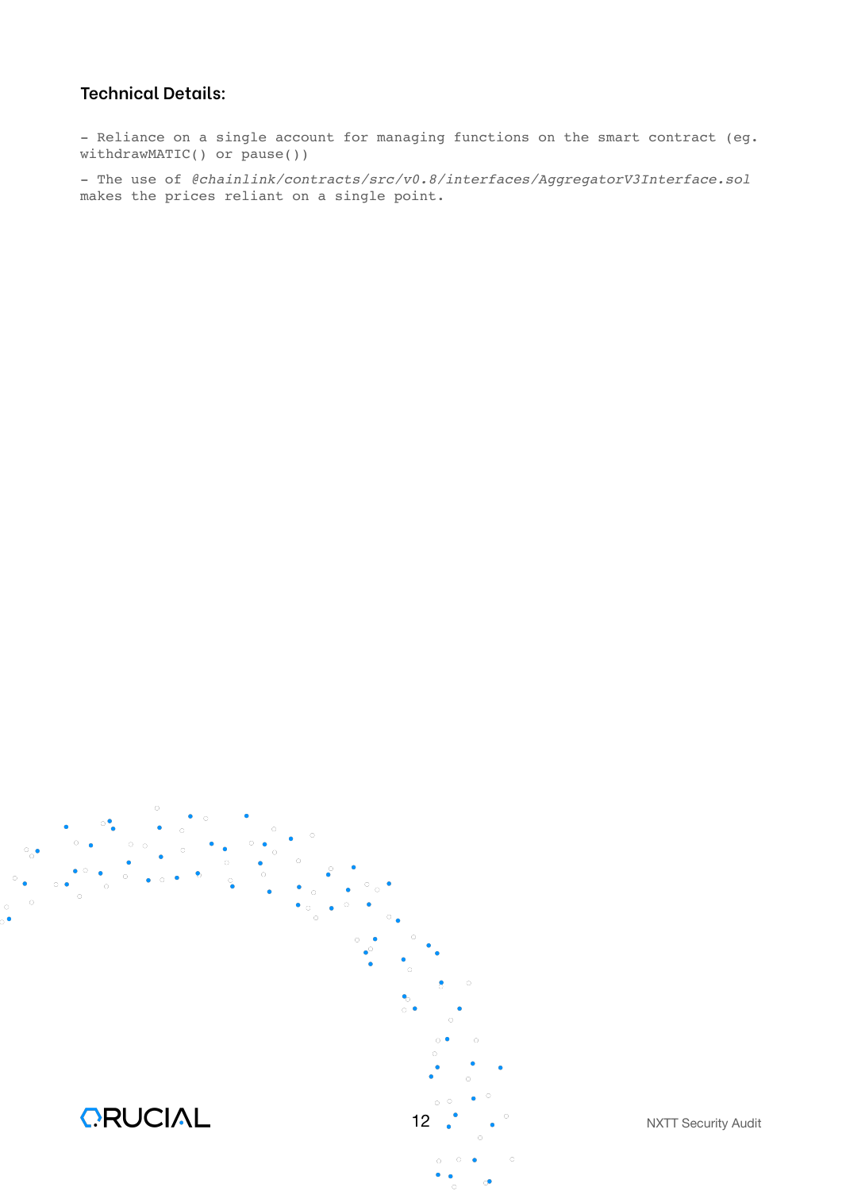**Technical Details:**

- Reliance on a single account for managing functions on the smart contract (eg. withdrawMATIC() or pause())

- The use of *@chainlink/contracts/src/v0.8/interfaces/AggregatorV3Interface.sol* makes the prices reliant on a single point.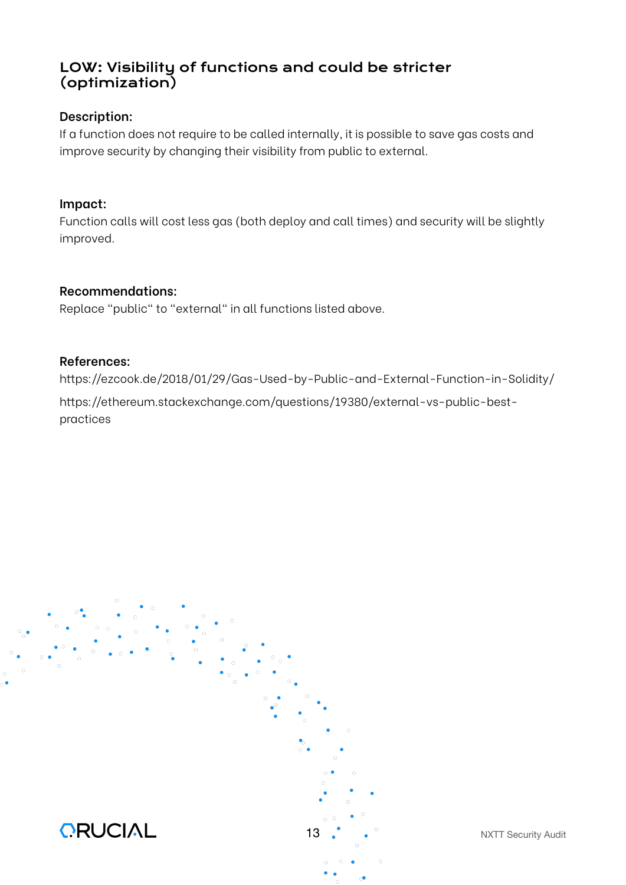## LOW: Visibility of functions and could be stricter (optimization)

**Description:**

If a function does not require to be called internally, it is possible to save gas costs and improve security by changing their visibility from public to external.

**Impact:**

Function calls will cost less gas (both deploy and call times) and security will be slightly improved.

**Recommendations:**

Replace “public“ to “external“ in all functions listed above.

**References:**

https://ezcook.de/2018/01/29/Gas-Used-by-Public-and-External-Function-in-Solidity/

https://ethereum.stackexchange.com/questions/19380/external-vs-public-best-practices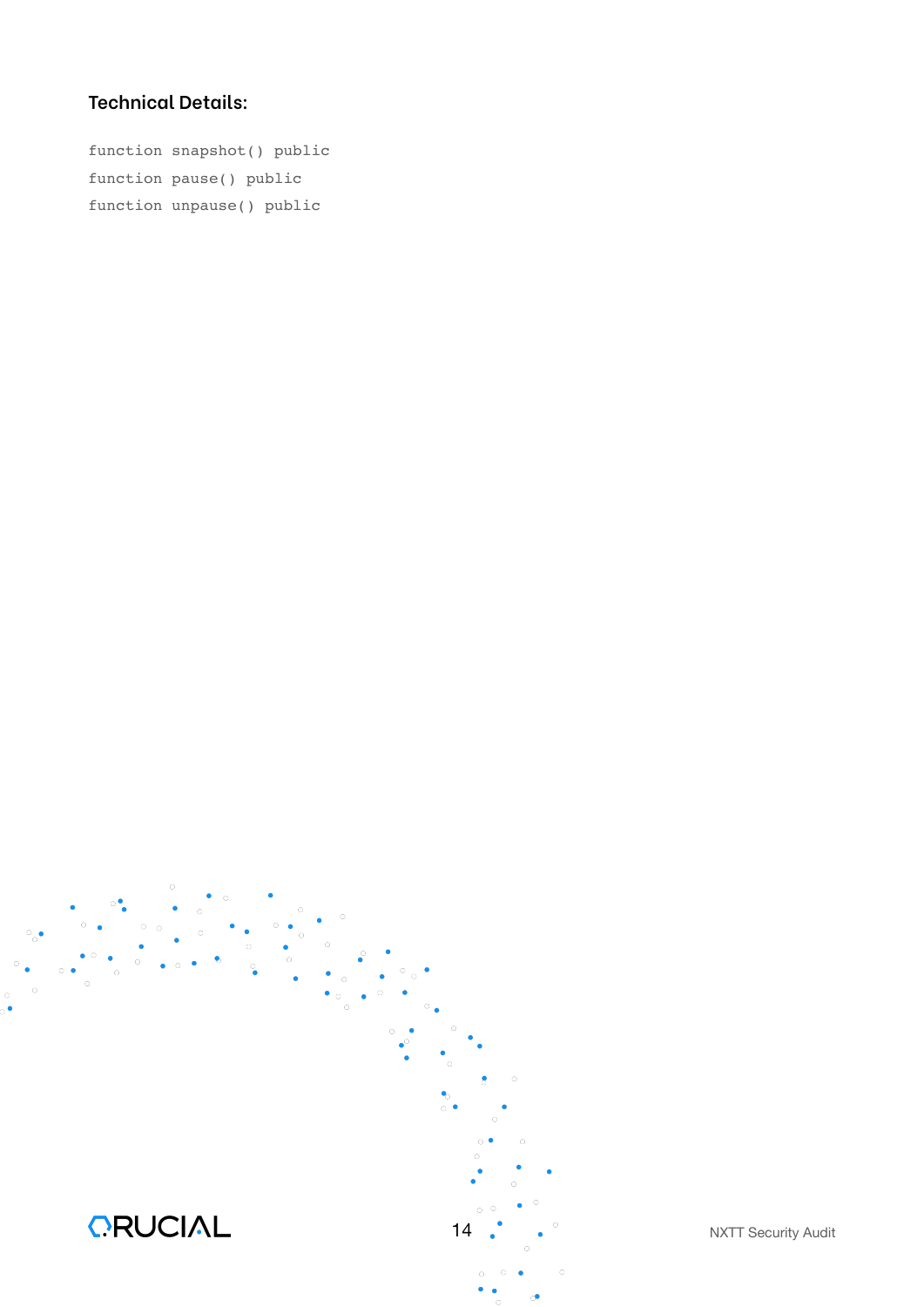**Technical Details:**

```
function snapshot() public
function pause() public
function unpause() public
```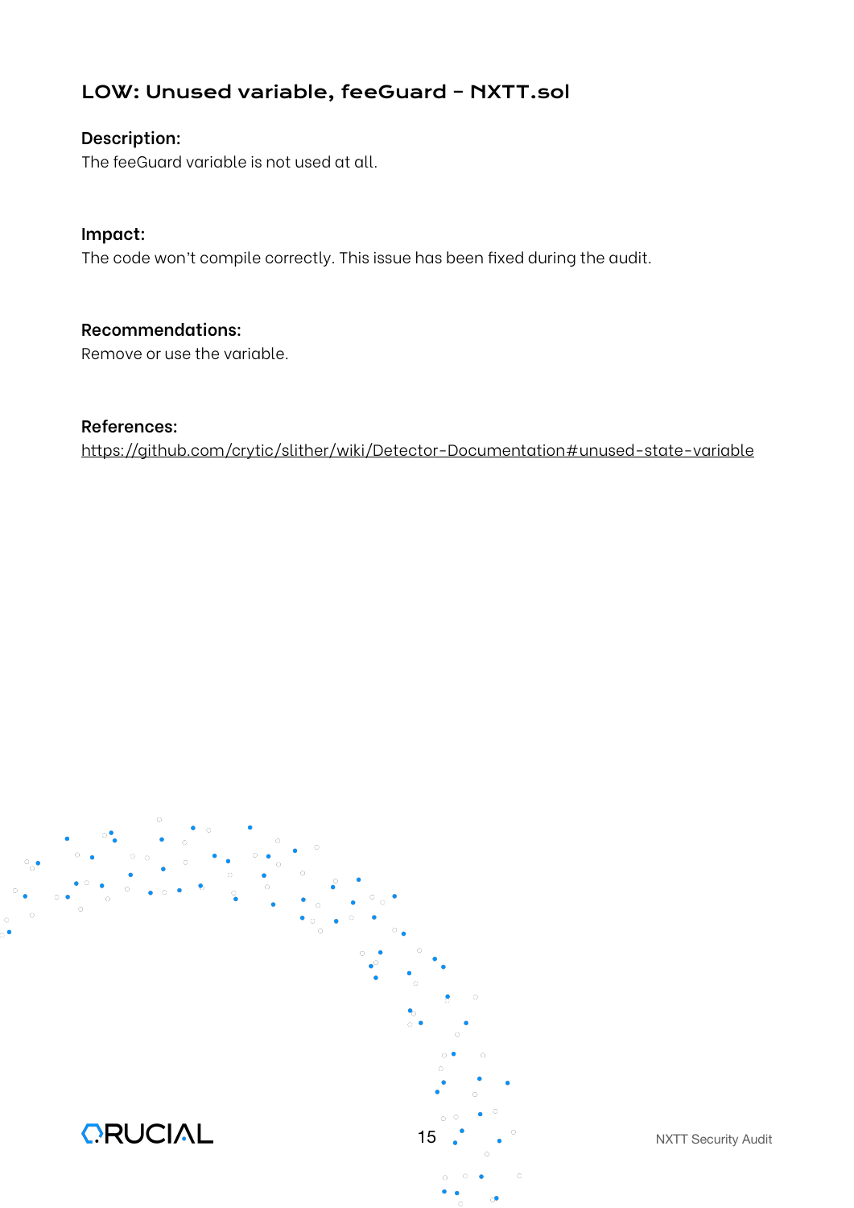## LOW: Unused variable, feeGuard - NXTT.sol

**Description:**
The feeGuard variable is not used at all.

**Impact:**
The code won't compile correctly. This issue has been fixed during the audit.

**Recommendations:**
Remove or use the variable.

**References:**
https://github.com/crytic/slither/wiki/Detector-Documentation#unused-state-variable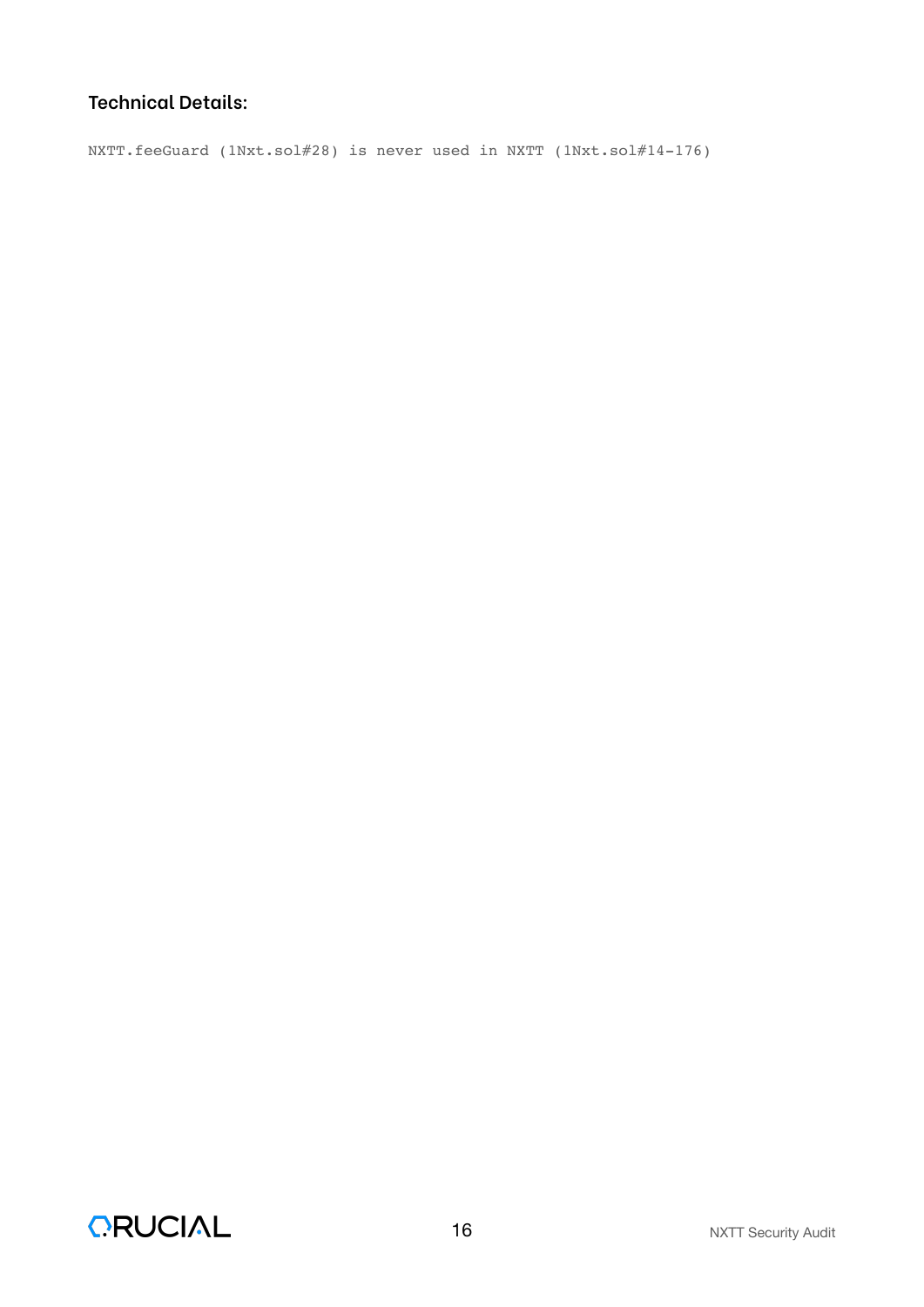### Technical Details:

```
NXTT.feeGuard (1Nxt.sol#28) is never used in NXTT (1Nxt.sol#14-176)
```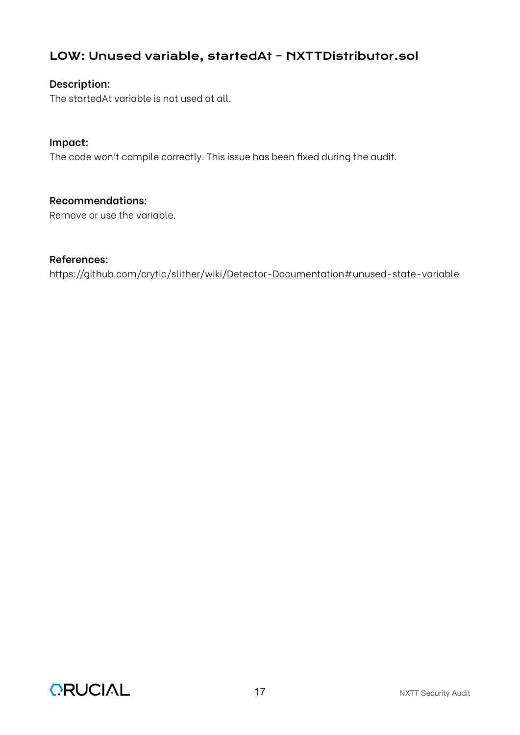### LOW: Unused variable, startedAt - NXTTDistributor.sol

**Description:**
The startedAt variable is not used at all.

**Impact:**
The code won't compile correctly. This issue has been fixed during the audit.

**Recommendations:**
Remove or use the variable.

**References:**
https://github.com/crytic/slither/wiki/Detector-Documentation#unused-state-variable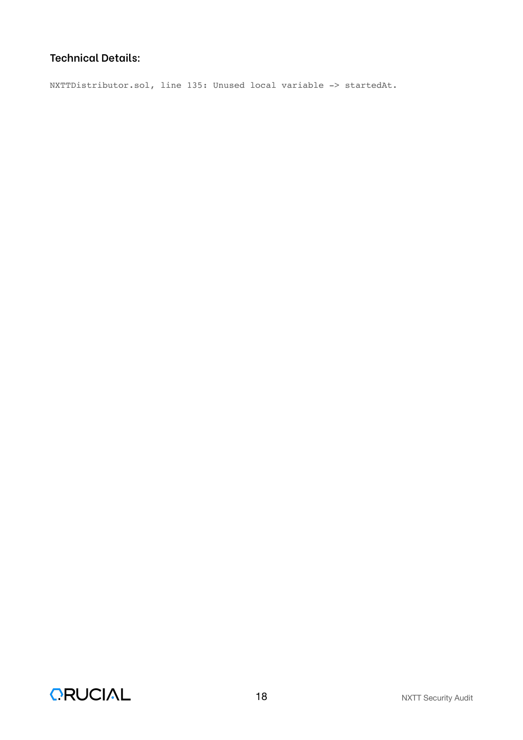### Technical Details:

```
NXTTDistributor.sol, line 135: Unused local variable -> startedAt.
```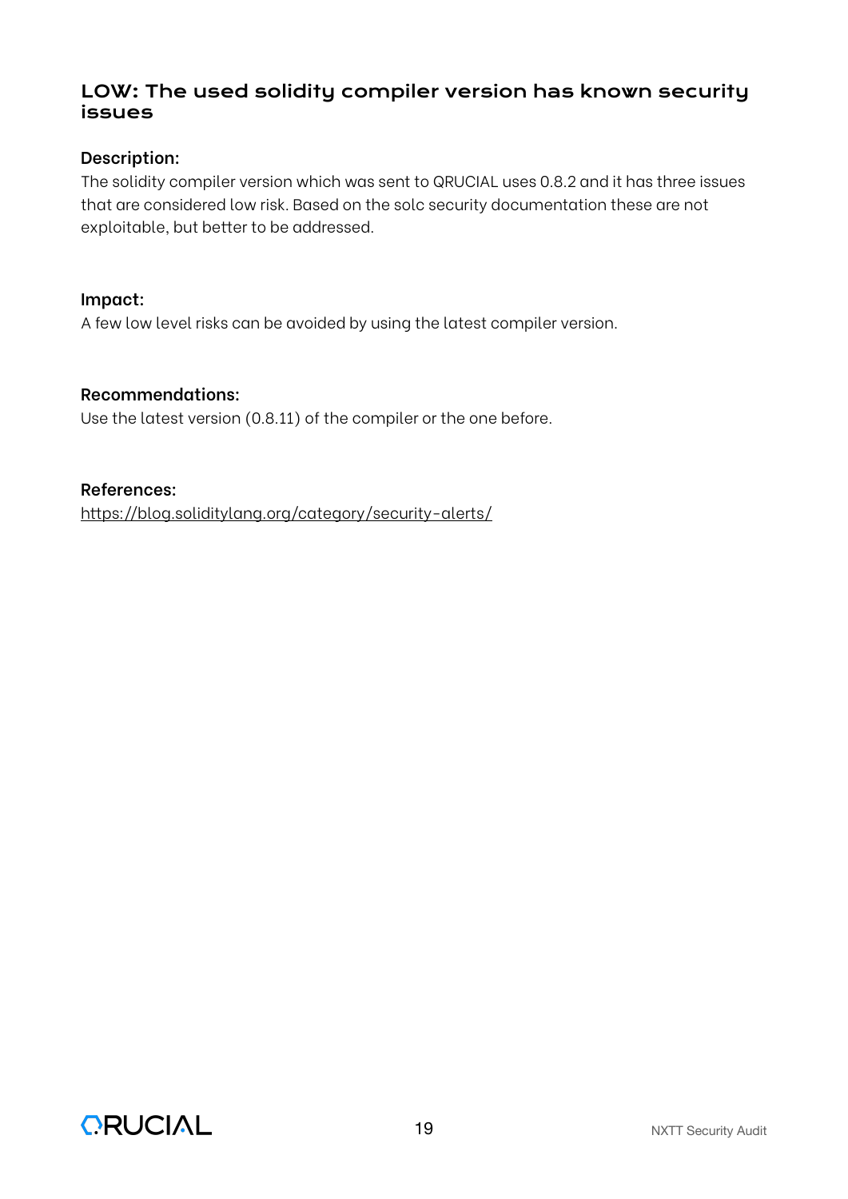## LOW: The used solidity compiler version has known security issues

**Description:**

The solidity compiler version which was sent to QRUCIAL uses 0.8.2 and it has three issues that are considered low risk. Based on the solc security documentation these are not exploitable, but better to be addressed.

**Impact:**

A few low level risks can be avoided by using the latest compiler version.

**Recommendations:**

Use the latest version (0.8.11) of the compiler or the one before.

**References:**

https://blog.soliditylang.org/category/security-alerts/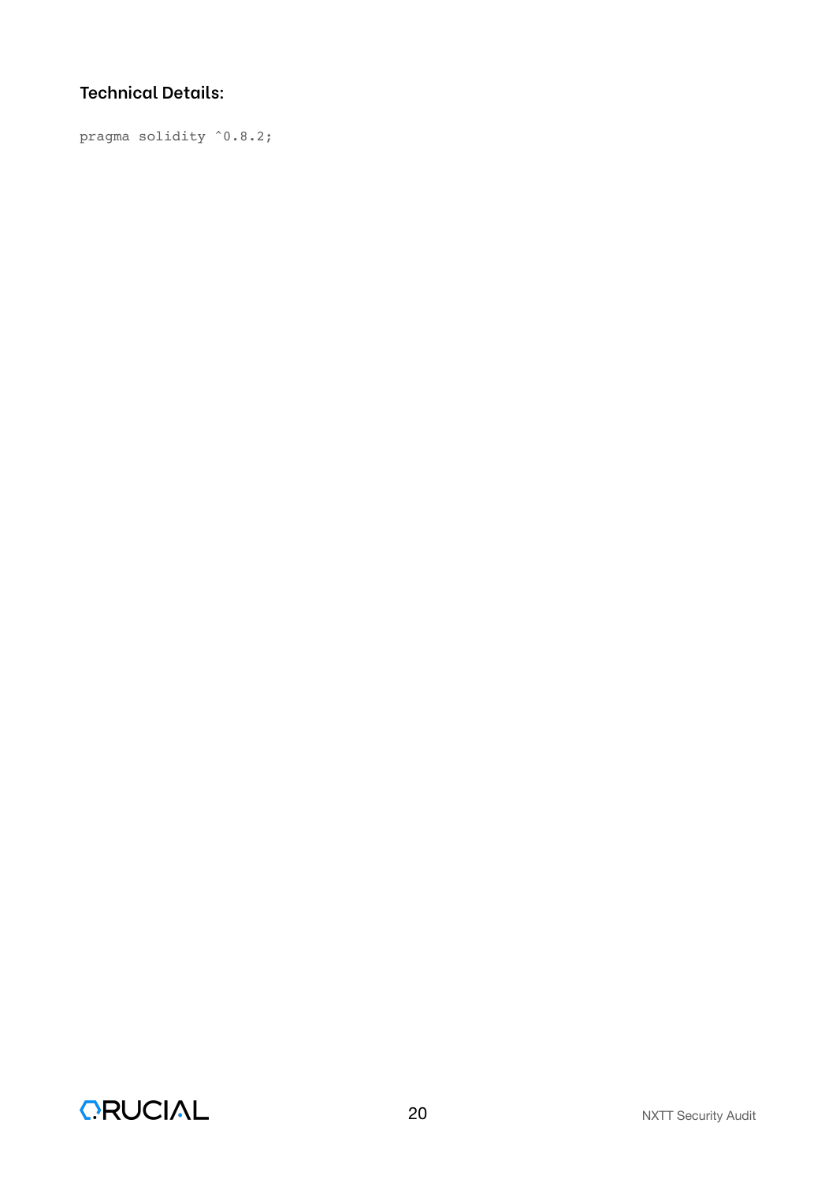### Technical Details:

```
pragma solidity ^0.8.2;
```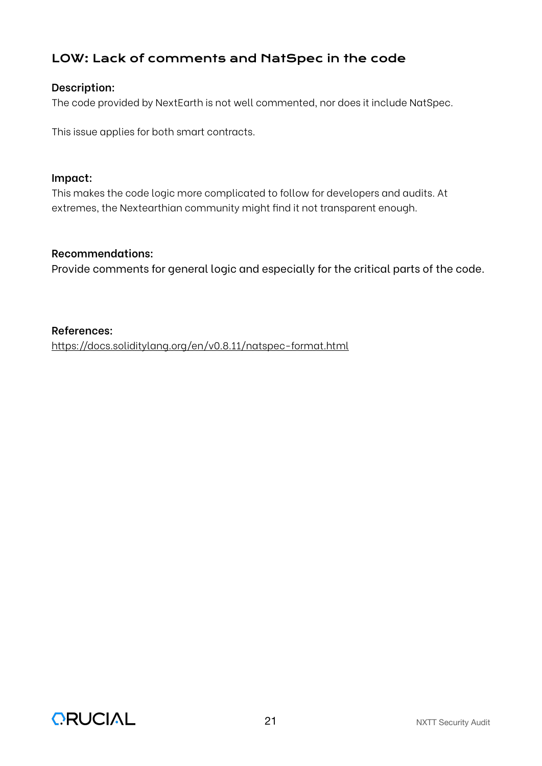## LOW: Lack of comments and NatSpec in the code

**Description:**

The code provided by NextEarth is not well commented, nor does it include NatSpec.

This issue applies for both smart contracts.

**Impact:**

This makes the code logic more complicated to follow for developers and audits. At extremes, the Nextearthian community might find it not transparent enough.

**Recommendations:**

Provide comments for general logic and especially for the critical parts of the code.

**References:**

https://docs.soliditylang.org/en/v0.8.11/natspec-format.html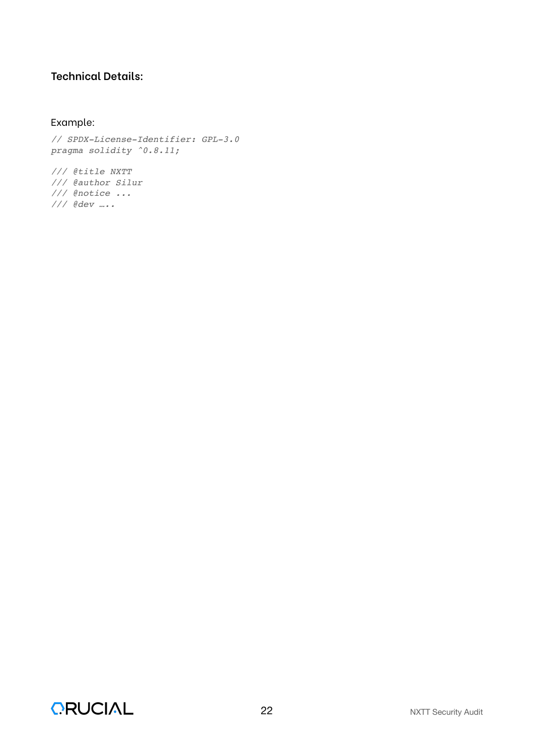### Technical Details:

Example:

```
// SPDX-License-Identifier: GPL-3.0
pragma solidity ^0.8.11;

/// @title NXTT
/// @author Silur
/// @notice ...
/// @dev …..
```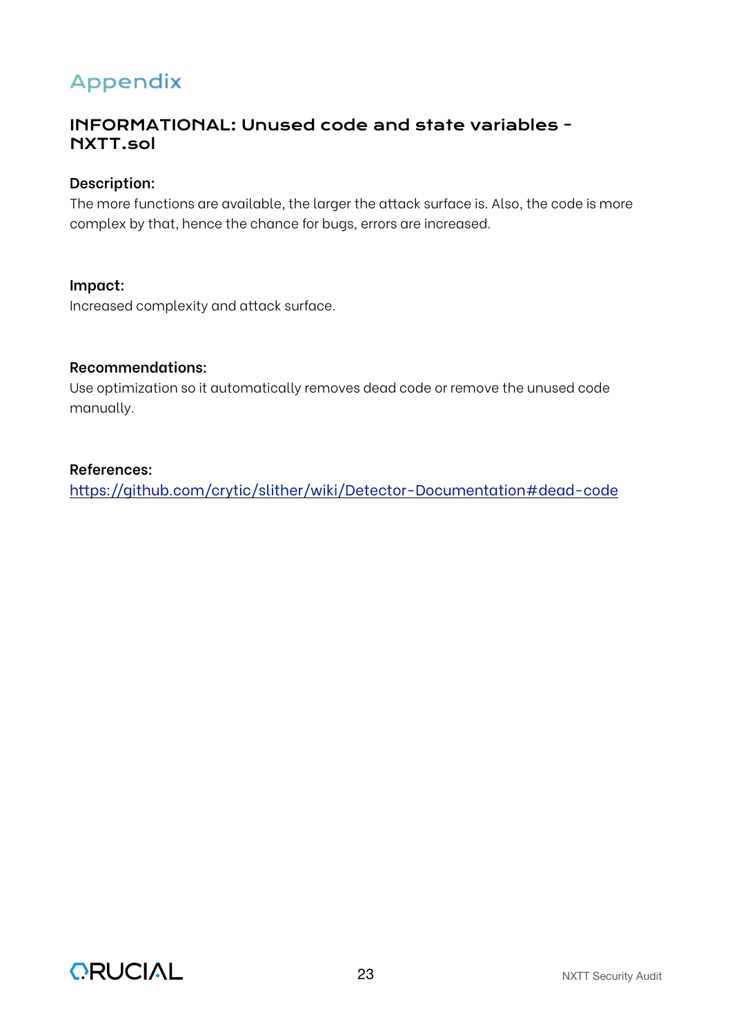# Appendix

## INFORMATIONAL: Unused code and state variables - NXTT.sol

**Description:**

The more functions are available, the larger the attack surface is. Also, the code is more complex by that, hence the chance for bugs, errors are increased.

**Impact:**

Increased complexity and attack surface.

**Recommendations:**

Use optimization so it automatically removes dead code or remove the unused code manually.

**References:**

https://github.com/crytic/slither/wiki/Detector-Documentation#dead-code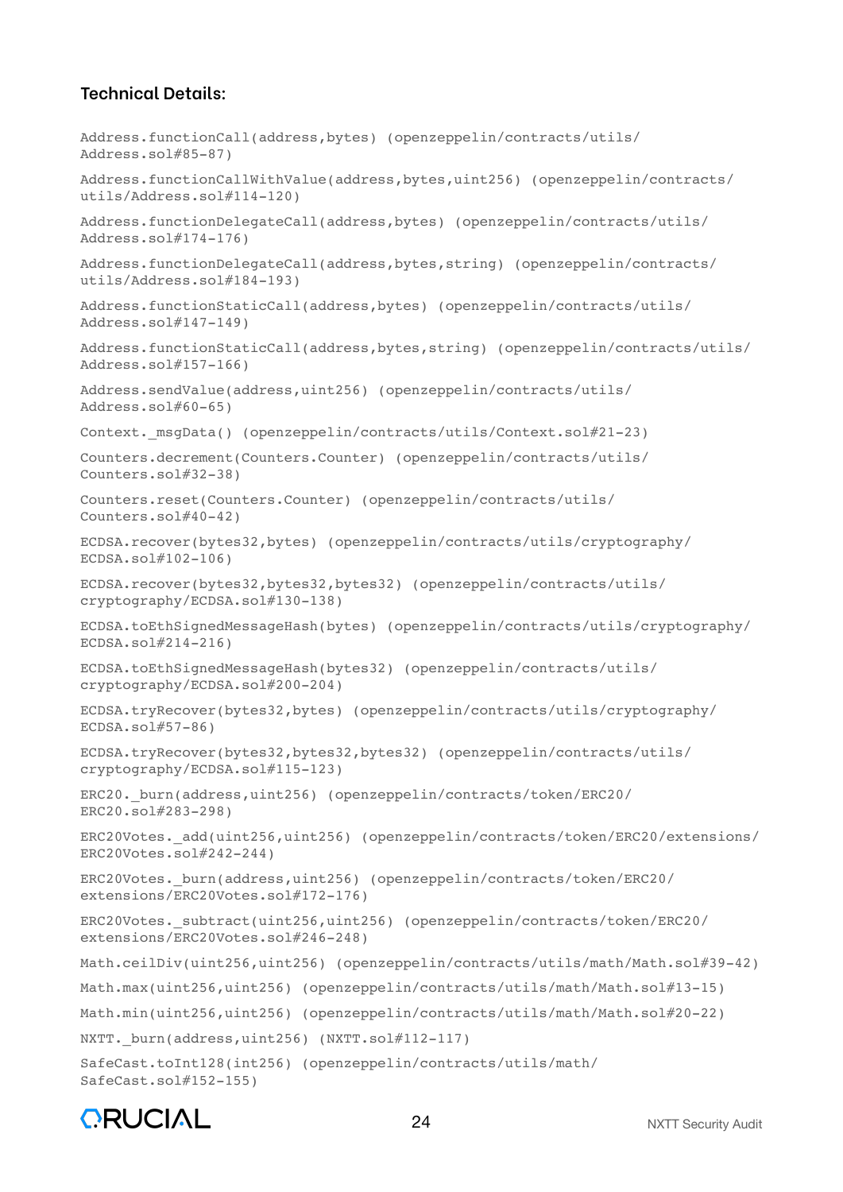### Technical Details:

```
Address.functionCall(address,bytes) (openzeppelin/contracts/utils/Address.sol#85-87)

Address.functionCallWithValue(address,bytes,uint256) (openzeppelin/contracts/utils/Address.sol#114-120)

Address.functionDelegateCall(address,bytes) (openzeppelin/contracts/utils/Address.sol#174-176)

Address.functionDelegateCall(address,bytes,string) (openzeppelin/contracts/utils/Address.sol#184-193)

Address.functionStaticCall(address,bytes) (openzeppelin/contracts/utils/Address.sol#147-149)

Address.functionStaticCall(address,bytes,string) (openzeppelin/contracts/utils/Address.sol#157-166)

Address.sendValue(address,uint256) (openzeppelin/contracts/utils/Address.sol#60-65)

Context._msgData() (openzeppelin/contracts/utils/Context.sol#21-23)

Counters.decrement(Counters.Counter) (openzeppelin/contracts/utils/Counters.sol#32-38)

Counters.reset(Counters.Counter) (openzeppelin/contracts/utils/Counters.sol#40-42)

ECDSA.recover(bytes32,bytes) (openzeppelin/contracts/utils/cryptography/ECDSA.sol#102-106)

ECDSA.recover(bytes32,bytes32,bytes32) (openzeppelin/contracts/utils/cryptography/ECDSA.sol#130-138)

ECDSA.toEthSignedMessageHash(bytes) (openzeppelin/contracts/utils/cryptography/ECDSA.sol#214-216)

ECDSA.toEthSignedMessageHash(bytes32) (openzeppelin/contracts/utils/cryptography/ECDSA.sol#200-204)

ECDSA.tryRecover(bytes32,bytes) (openzeppelin/contracts/utils/cryptography/ECDSA.sol#57-86)

ECDSA.tryRecover(bytes32,bytes32,bytes32) (openzeppelin/contracts/utils/cryptography/ECDSA.sol#115-123)

ERC20._burn(address,uint256) (openzeppelin/contracts/token/ERC20/ERC20.sol#283-298)

ERC20Votes._add(uint256,uint256) (openzeppelin/contracts/token/ERC20/extensions/ERC20Votes.sol#242-244)

ERC20Votes._burn(address,uint256) (openzeppelin/contracts/token/ERC20/extensions/ERC20Votes.sol#172-176)

ERC20Votes._subtract(uint256,uint256) (openzeppelin/contracts/token/ERC20/extensions/ERC20Votes.sol#246-248)

Math.ceilDiv(uint256,uint256) (openzeppelin/contracts/utils/math/Math.sol#39-42)

Math.max(uint256,uint256) (openzeppelin/contracts/utils/math/Math.sol#13-15)

Math.min(uint256,uint256) (openzeppelin/contracts/utils/math/Math.sol#20-22)

NXTT._burn(address,uint256) (NXTT.sol#112-117)

SafeCast.toInt128(int256) (openzeppelin/contracts/utils/math/SafeCast.sol#152-155)
```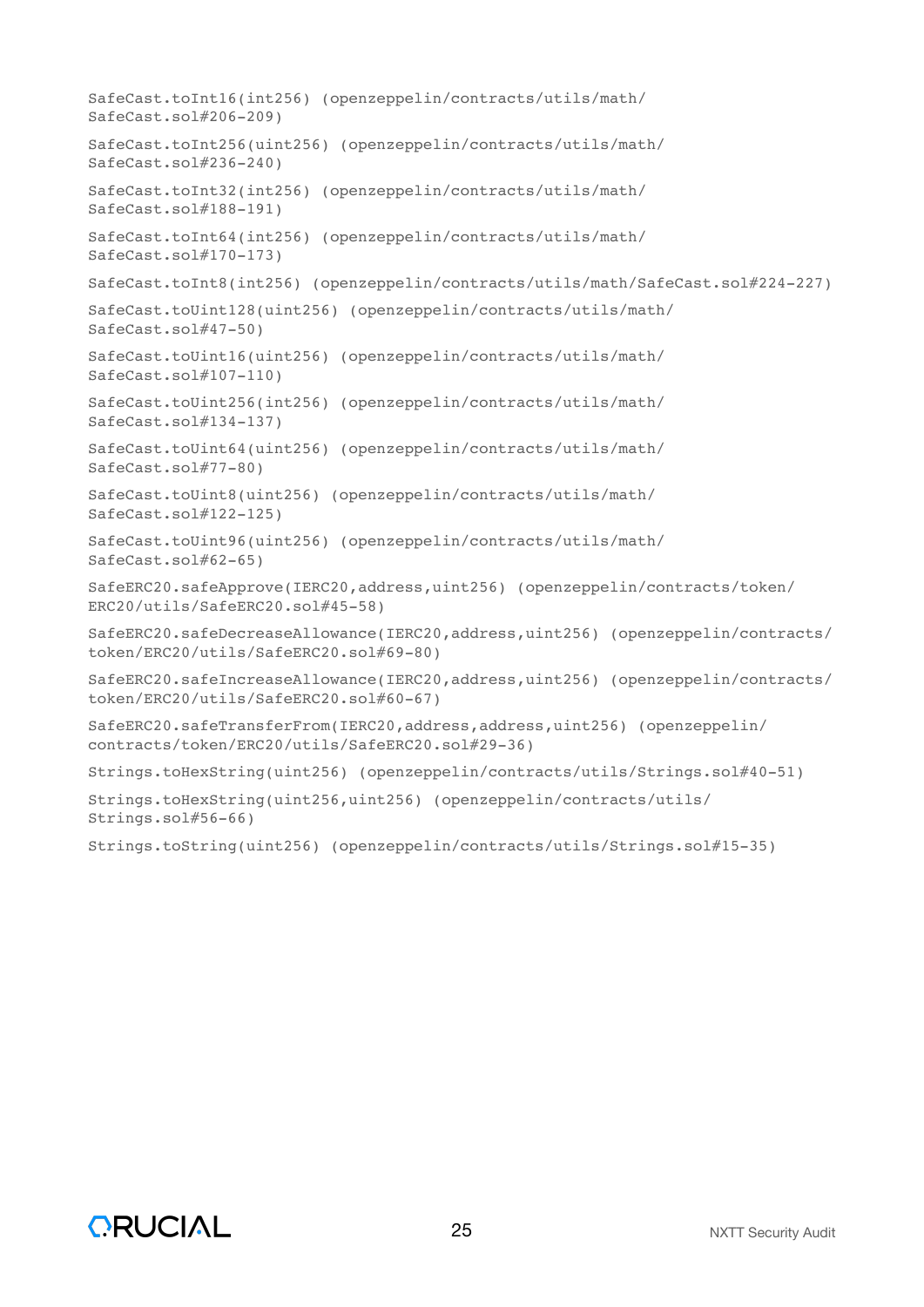```
SafeCast.toInt16(int256) (openzeppelin/contracts/utils/math/SafeCast.sol#206-209)

SafeCast.toInt256(uint256) (openzeppelin/contracts/utils/math/SafeCast.sol#236-240)

SafeCast.toInt32(int256) (openzeppelin/contracts/utils/math/SafeCast.sol#188-191)

SafeCast.toInt64(int256) (openzeppelin/contracts/utils/math/SafeCast.sol#170-173)

SafeCast.toInt8(int256) (openzeppelin/contracts/utils/math/SafeCast.sol#224-227)

SafeCast.toUint128(uint256) (openzeppelin/contracts/utils/math/SafeCast.sol#47-50)

SafeCast.toUint16(uint256) (openzeppelin/contracts/utils/math/SafeCast.sol#107-110)

SafeCast.toUint256(int256) (openzeppelin/contracts/utils/math/SafeCast.sol#134-137)

SafeCast.toUint64(uint256) (openzeppelin/contracts/utils/math/SafeCast.sol#77-80)

SafeCast.toUint8(uint256) (openzeppelin/contracts/utils/math/SafeCast.sol#122-125)

SafeCast.toUint96(uint256) (openzeppelin/contracts/utils/math/SafeCast.sol#62-65)

SafeERC20.safeApprove(IERC20,address,uint256) (openzeppelin/contracts/token/ERC20/utils/SafeERC20.sol#45-58)

SafeERC20.safeDecreaseAllowance(IERC20,address,uint256) (openzeppelin/contracts/token/ERC20/utils/SafeERC20.sol#69-80)

SafeERC20.safeIncreaseAllowance(IERC20,address,uint256) (openzeppelin/contracts/token/ERC20/utils/SafeERC20.sol#60-67)

SafeERC20.safeTransferFrom(IERC20,address,address,uint256) (openzeppelin/contracts/token/ERC20/utils/SafeERC20.sol#29-36)

Strings.toHexString(uint256) (openzeppelin/contracts/utils/Strings.sol#40-51)

Strings.toHexString(uint256,uint256) (openzeppelin/contracts/utils/Strings.sol#56-66)

Strings.toString(uint256) (openzeppelin/contracts/utils/Strings.sol#15-35)
```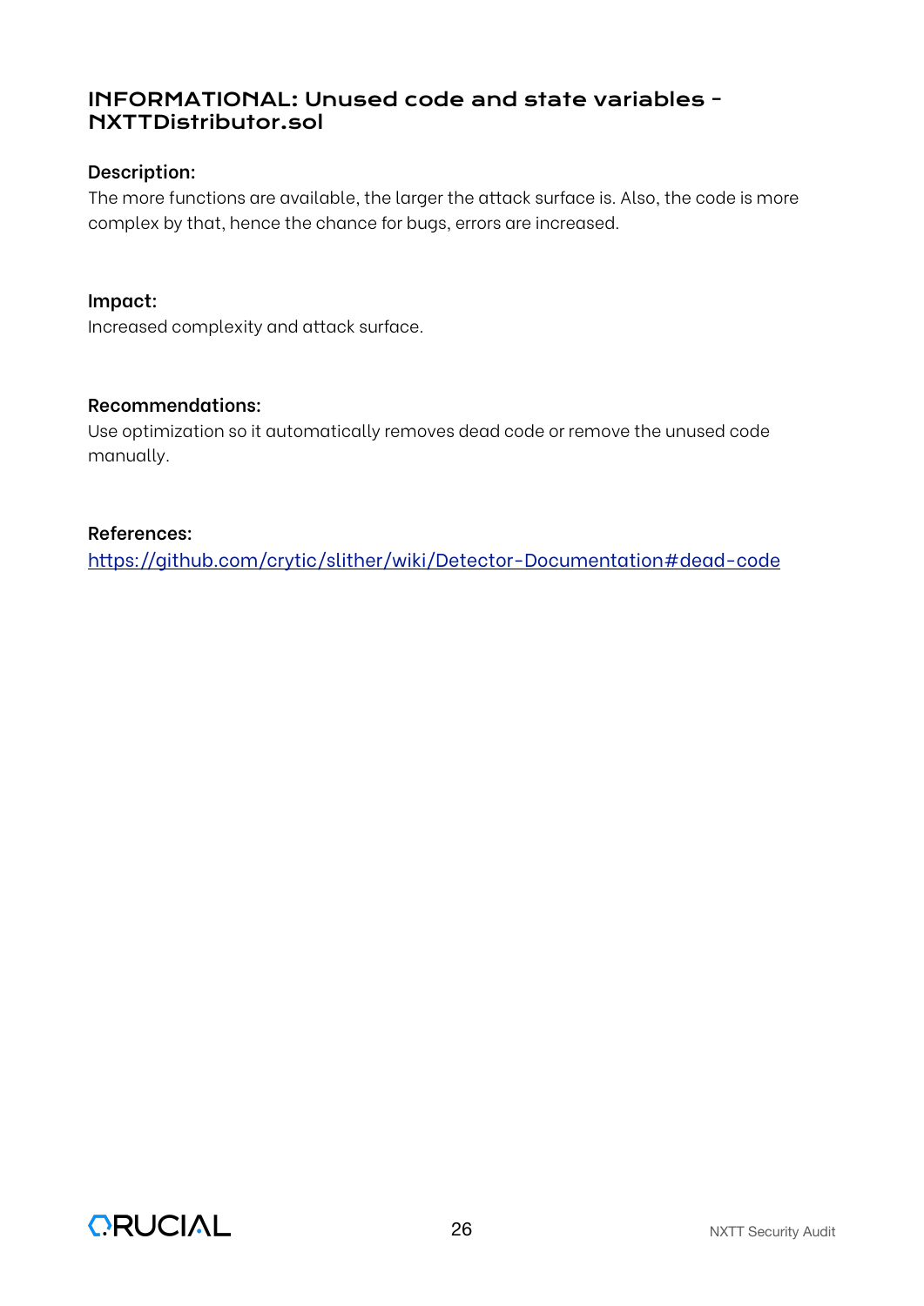## INFORMATIONAL: Unused code and state variables - NXTTDistributor.sol

**Description:**

The more functions are available, the larger the attack surface is. Also, the code is more complex by that, hence the chance for bugs, errors are increased.

**Impact:**

Increased complexity and attack surface.

**Recommendations:**

Use optimization so it automatically removes dead code or remove the unused code manually.

**References:**

https://github.com/crytic/slither/wiki/Detector-Documentation#dead-code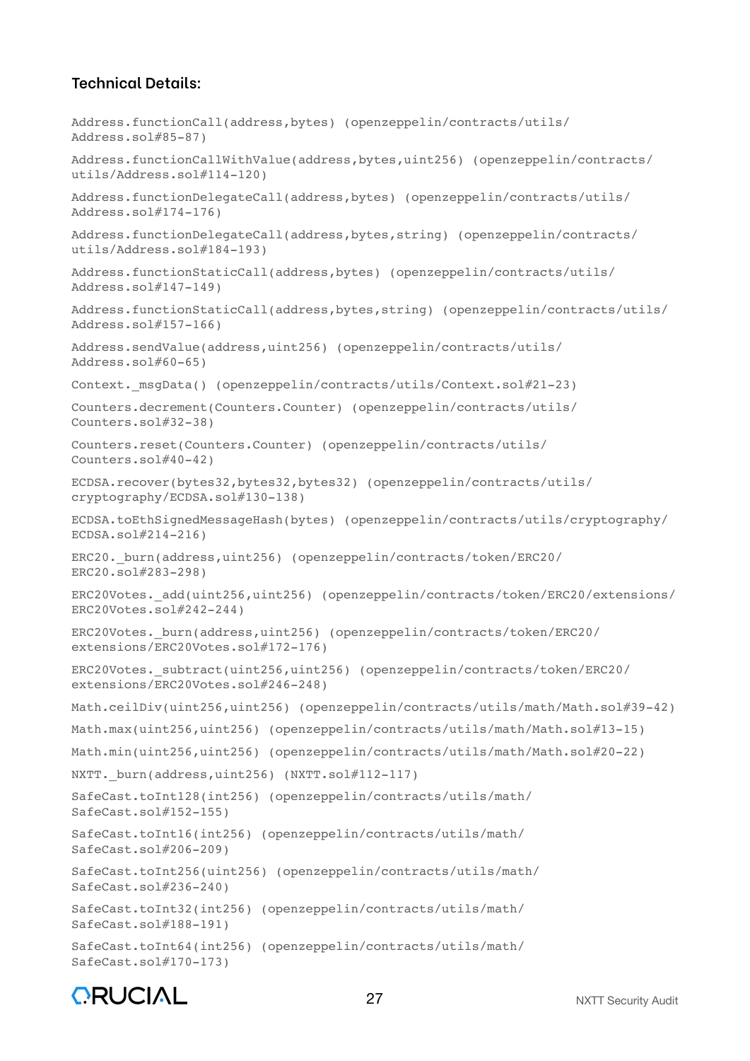### Technical Details:

```
Address.functionCall(address,bytes) (openzeppelin/contracts/utils/Address.sol#85-87)

Address.functionCallWithValue(address,bytes,uint256) (openzeppelin/contracts/utils/Address.sol#114-120)

Address.functionDelegateCall(address,bytes) (openzeppelin/contracts/utils/Address.sol#174-176)

Address.functionDelegateCall(address,bytes,string) (openzeppelin/contracts/utils/Address.sol#184-193)

Address.functionStaticCall(address,bytes) (openzeppelin/contracts/utils/Address.sol#147-149)

Address.functionStaticCall(address,bytes,string) (openzeppelin/contracts/utils/Address.sol#157-166)

Address.sendValue(address,uint256) (openzeppelin/contracts/utils/Address.sol#60-65)

Context._msgData() (openzeppelin/contracts/utils/Context.sol#21-23)

Counters.decrement(Counters.Counter) (openzeppelin/contracts/utils/Counters.sol#32-38)

Counters.reset(Counters.Counter) (openzeppelin/contracts/utils/Counters.sol#40-42)

ECDSA.recover(bytes32,bytes32,bytes32) (openzeppelin/contracts/utils/cryptography/ECDSA.sol#130-138)

ECDSA.toEthSignedMessageHash(bytes) (openzeppelin/contracts/utils/cryptography/ECDSA.sol#214-216)

ERC20._burn(address,uint256) (openzeppelin/contracts/token/ERC20/ERC20.sol#283-298)

ERC20Votes._add(uint256,uint256) (openzeppelin/contracts/token/ERC20/extensions/ERC20Votes.sol#242-244)

ERC20Votes._burn(address,uint256) (openzeppelin/contracts/token/ERC20/extensions/ERC20Votes.sol#172-176)

ERC20Votes._subtract(uint256,uint256) (openzeppelin/contracts/token/ERC20/extensions/ERC20Votes.sol#246-248)

Math.ceilDiv(uint256,uint256) (openzeppelin/contracts/utils/math/Math.sol#39-42)

Math.max(uint256,uint256) (openzeppelin/contracts/utils/math/Math.sol#13-15)

Math.min(uint256,uint256) (openzeppelin/contracts/utils/math/Math.sol#20-22)

NXTT._burn(address,uint256) (NXTT.sol#112-117)

SafeCast.toInt128(int256) (openzeppelin/contracts/utils/math/SafeCast.sol#152-155)

SafeCast.toInt16(int256) (openzeppelin/contracts/utils/math/SafeCast.sol#206-209)

SafeCast.toInt256(uint256) (openzeppelin/contracts/utils/math/SafeCast.sol#236-240)

SafeCast.toInt32(int256) (openzeppelin/contracts/utils/math/SafeCast.sol#188-191)

SafeCast.toInt64(int256) (openzeppelin/contracts/utils/math/SafeCast.sol#170-173)
```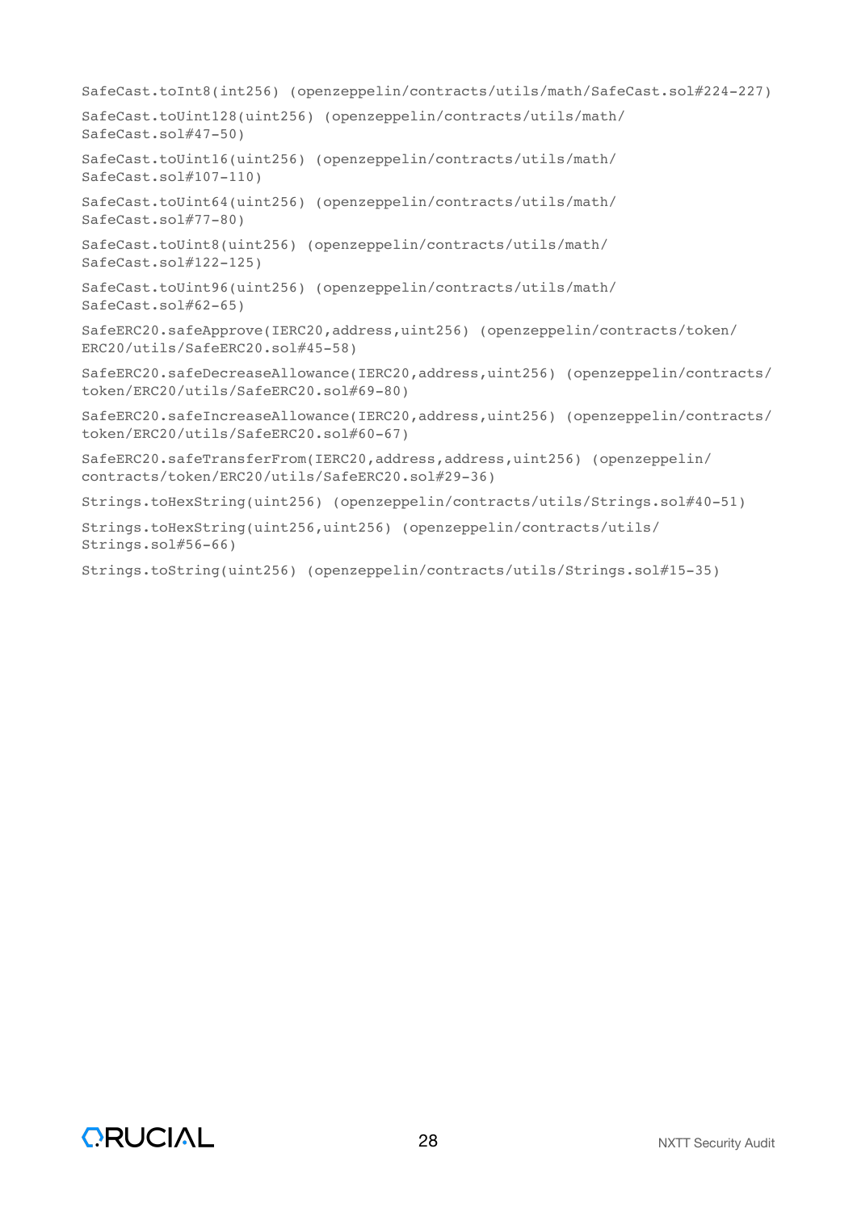```
SafeCast.toInt8(int256) (openzeppelin/contracts/utils/math/SafeCast.sol#224-227)

SafeCast.toUint128(uint256) (openzeppelin/contracts/utils/math/
SafeCast.sol#47-50)

SafeCast.toUint16(uint256) (openzeppelin/contracts/utils/math/
SafeCast.sol#107-110)

SafeCast.toUint64(uint256) (openzeppelin/contracts/utils/math/
SafeCast.sol#77-80)

SafeCast.toUint8(uint256) (openzeppelin/contracts/utils/math/
SafeCast.sol#122-125)

SafeCast.toUint96(uint256) (openzeppelin/contracts/utils/math/
SafeCast.sol#62-65)

SafeERC20.safeApprove(IERC20,address,uint256) (openzeppelin/contracts/token/
ERC20/utils/SafeERC20.sol#45-58)

SafeERC20.safeDecreaseAllowance(IERC20,address,uint256) (openzeppelin/contracts/
token/ERC20/utils/SafeERC20.sol#69-80)

SafeERC20.safeIncreaseAllowance(IERC20,address,uint256) (openzeppelin/contracts/
token/ERC20/utils/SafeERC20.sol#60-67)

SafeERC20.safeTransferFrom(IERC20,address,address,uint256) (openzeppelin/
contracts/token/ERC20/utils/SafeERC20.sol#29-36)

Strings.toHexString(uint256) (openzeppelin/contracts/utils/Strings.sol#40-51)

Strings.toHexString(uint256,uint256) (openzeppelin/contracts/utils/
Strings.sol#56-66)

Strings.toString(uint256) (openzeppelin/contracts/utils/Strings.sol#15-35)
```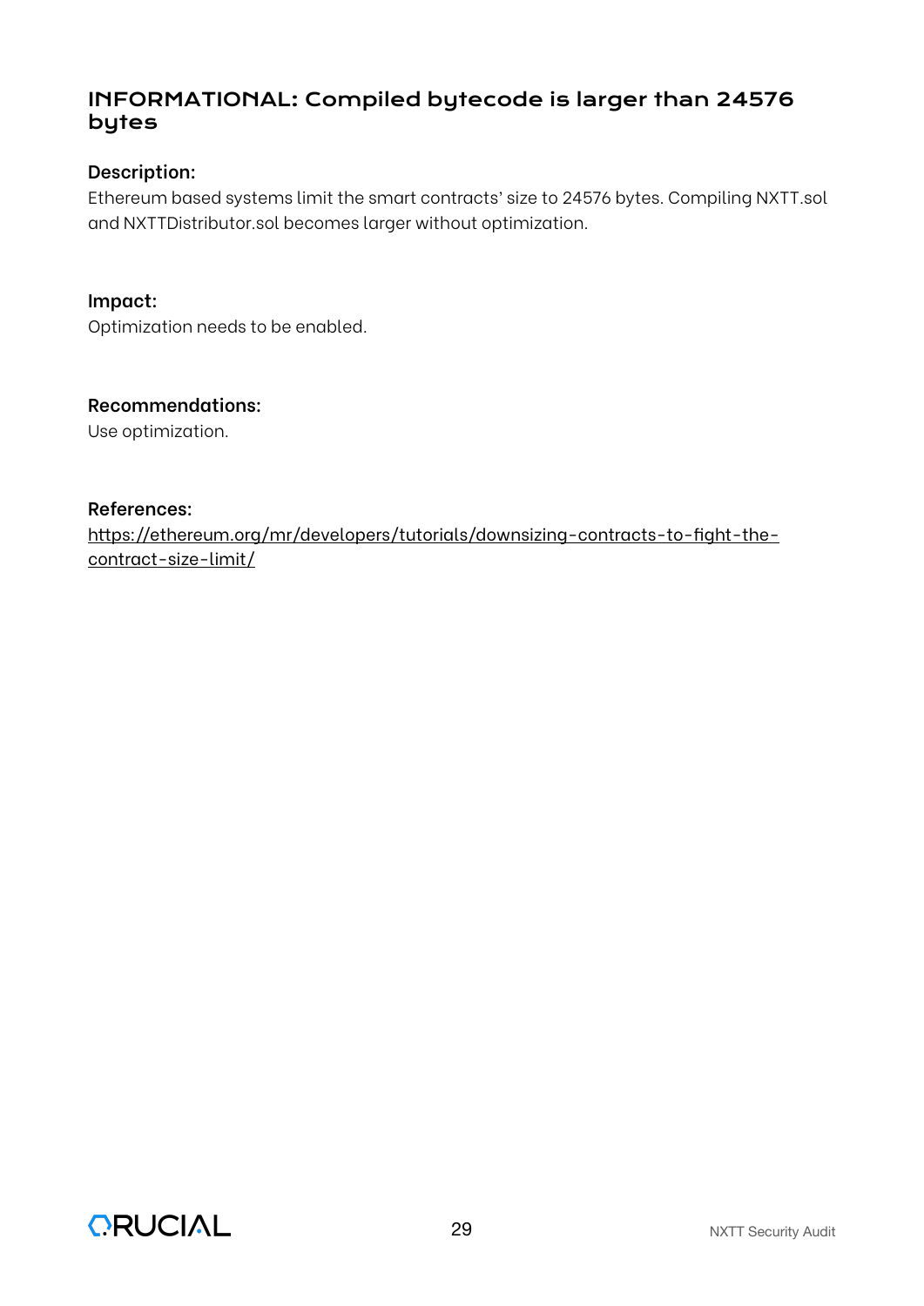## INFORMATIONAL: Compiled bytecode is larger than 24576 bytes

**Description:**

Ethereum based systems limit the smart contracts' size to 24576 bytes. Compiling NXTT.sol and NXTTDistributor.sol becomes larger without optimization.

**Impact:**

Optimization needs to be enabled.

**Recommendations:**

Use optimization.

**References:**

https://ethereum.org/mr/developers/tutorials/downsizing-contracts-to-fight-the-contract-size-limit/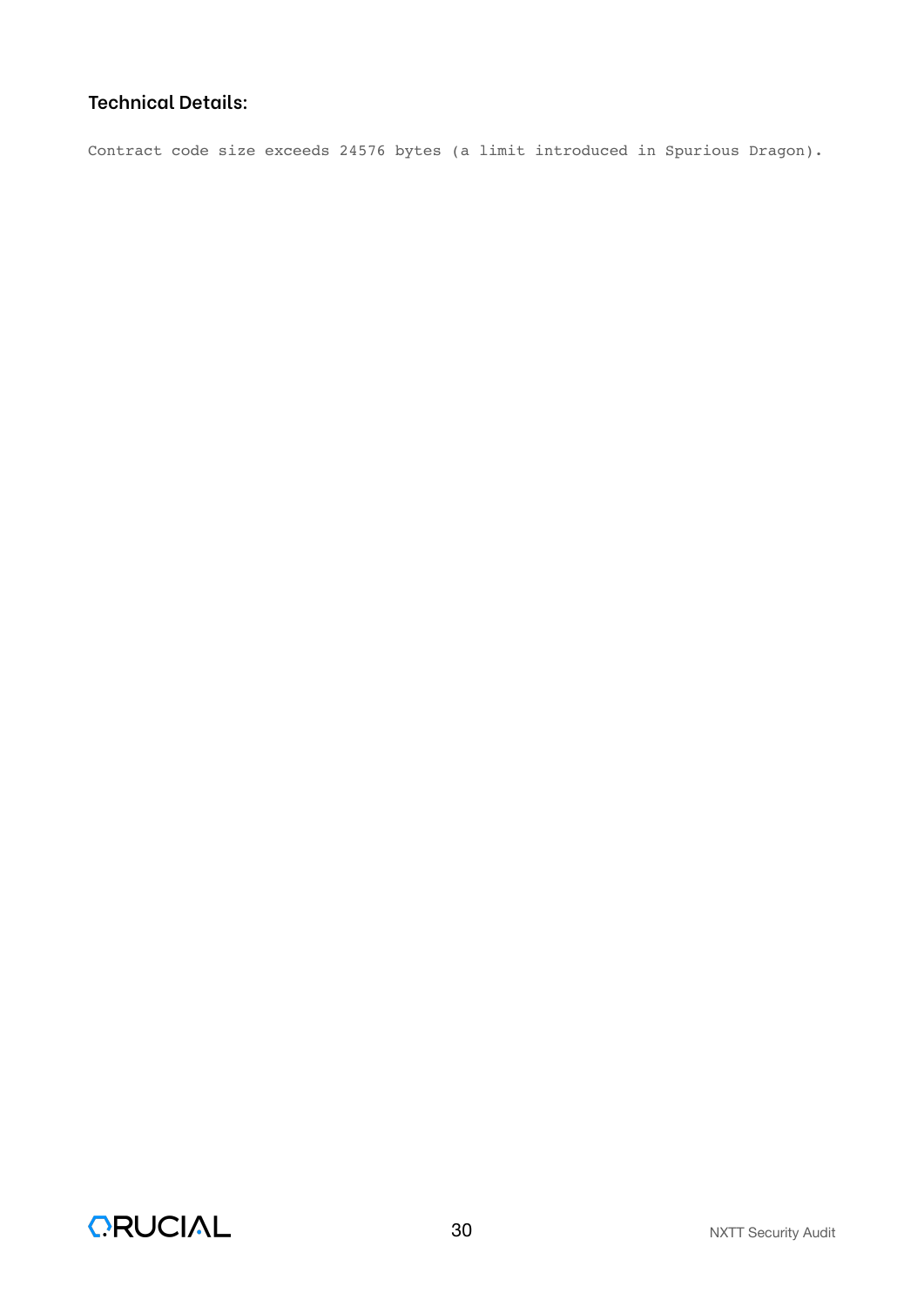### Technical Details:

```
Contract code size exceeds 24576 bytes (a limit introduced in Spurious Dragon).
```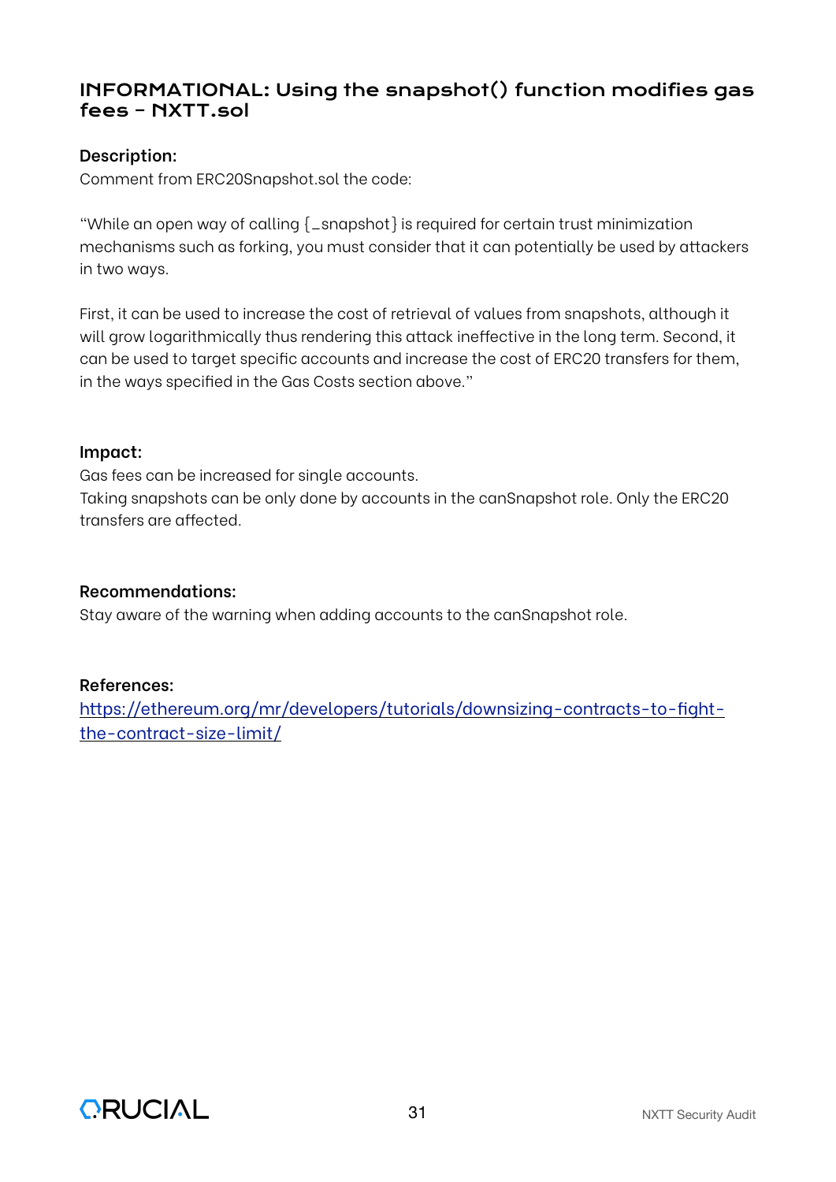## INFORMATIONAL: Using the snapshot() function modifies gas fees - NXTT.sol

**Description:**

Comment from ERC20Snapshot.sol the code:

"While an open way of calling {_snapshot} is required for certain trust minimization mechanisms such as forking, you must consider that it can potentially be used by attackers in two ways.

First, it can be used to increase the cost of retrieval of values from snapshots, although it will grow logarithmically thus rendering this attack ineffective in the long term. Second, it can be used to target specific accounts and increase the cost of ERC20 transfers for them, in the ways specified in the Gas Costs section above."

**Impact:**

Gas fees can be increased for single accounts.
Taking snapshots can be only done by accounts in the canSnapshot role. Only the ERC20 transfers are affected.

**Recommendations:**

Stay aware of the warning when adding accounts to the canSnapshot role.

**References:**

[https://ethereum.org/mr/developers/tutorials/downsizing-contracts-to-fight-the-contract-size-limit/](https://ethereum.org/mr/developers/tutorials/downsizing-contracts-to-fight-the-contract-size-limit/)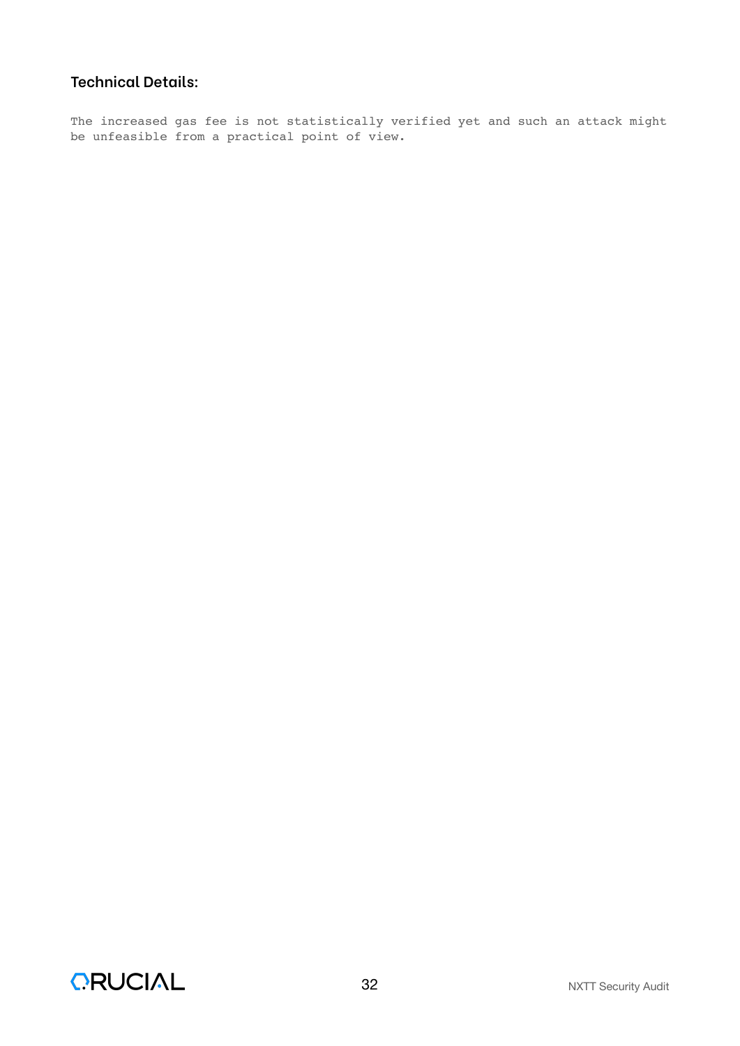### Technical Details:

```
The increased gas fee is not statistically verified yet and such an attack might
be unfeasible from a practical point of view.
```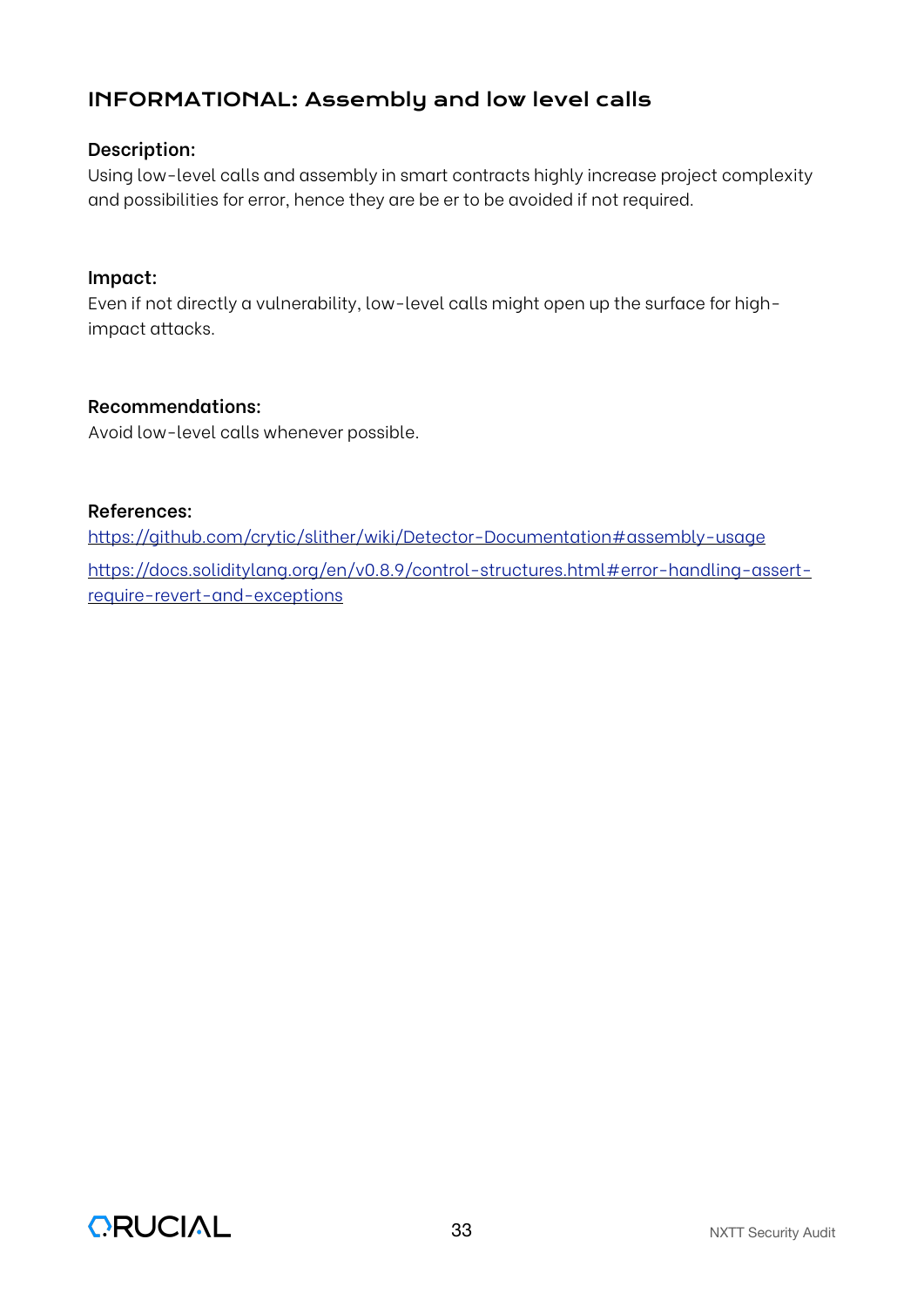## INFORMATIONAL: Assembly and low level calls

**Description:**

Using low-level calls and assembly in smart contracts highly increase project complexity and possibilities for error, hence they are be er to be avoided if not required.

**Impact:**

Even if not directly a vulnerability, low-level calls might open up the surface for high-impact attacks.

**Recommendations:**

Avoid low-level calls whenever possible.

**References:**

https://github.com/crytic/slither/wiki/Detector-Documentation#assembly-usage

https://docs.soliditylang.org/en/v0.8.9/control-structures.html#error-handling-assert-require-revert-and-exceptions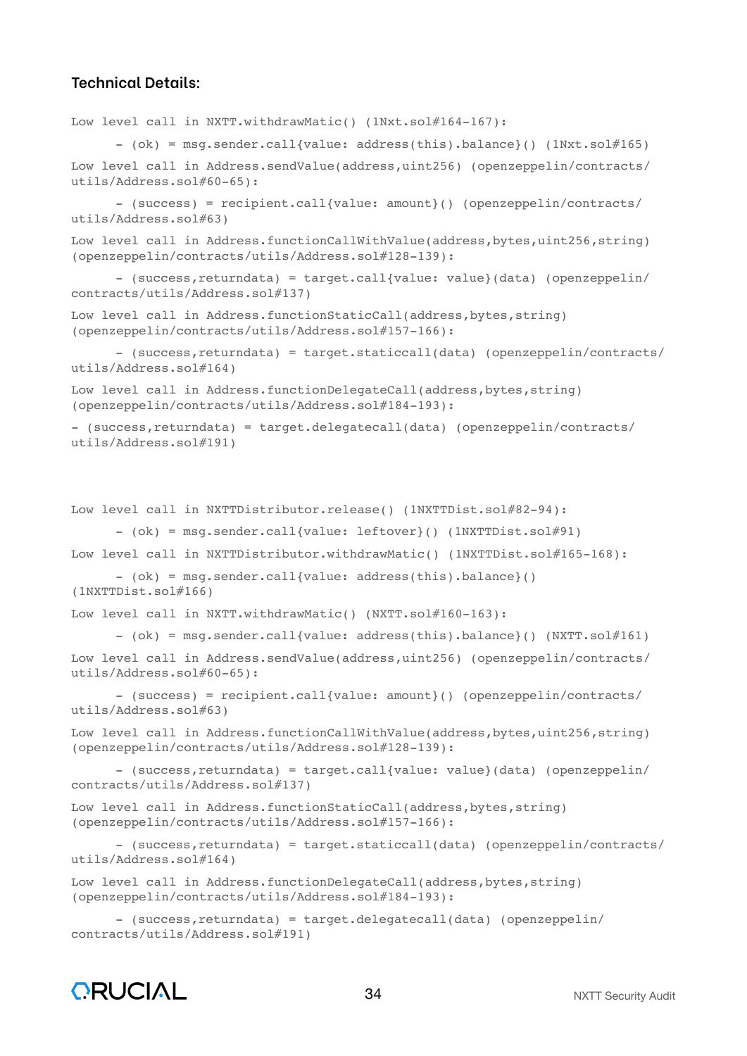### Technical Details:

```
Low level call in NXTT.withdrawMatic() (1Nxt.sol#164-167):
      - (ok) = msg.sender.call{value: address(this).balance}() (1Nxt.sol#165)
Low level call in Address.sendValue(address,uint256) (openzeppelin/contracts/utils/Address.sol#60-65):
      - (success) = recipient.call{value: amount}() (openzeppelin/contracts/utils/Address.sol#63)
Low level call in Address.functionCallWithValue(address,bytes,uint256,string) (openzeppelin/contracts/utils/Address.sol#128-139):
      - (success,returndata) = target.call{value: value}(data) (openzeppelin/contracts/utils/Address.sol#137)
Low level call in Address.functionStaticCall(address,bytes,string) (openzeppelin/contracts/utils/Address.sol#157-166):
      - (success,returndata) = target.staticcall(data) (openzeppelin/contracts/utils/Address.sol#164)
Low level call in Address.functionDelegateCall(address,bytes,string) (openzeppelin/contracts/utils/Address.sol#184-193):
- (success,returndata) = target.delegatecall(data) (openzeppelin/contracts/utils/Address.sol#191)
```

```
Low level call in NXTTDistributor.release() (1NXTTDist.sol#82-94):
      - (ok) = msg.sender.call{value: leftover}() (1NXTTDist.sol#91)
Low level call in NXTTDistributor.withdrawMatic() (1NXTTDist.sol#165-168):
      - (ok) = msg.sender.call{value: address(this).balance}() (1NXTTDist.sol#166)
Low level call in NXTT.withdrawMatic() (NXTT.sol#160-163):
      - (ok) = msg.sender.call{value: address(this).balance}() (NXTT.sol#161)
Low level call in Address.sendValue(address,uint256) (openzeppelin/contracts/utils/Address.sol#60-65):
      - (success) = recipient.call{value: amount}() (openzeppelin/contracts/utils/Address.sol#63)
Low level call in Address.functionCallWithValue(address,bytes,uint256,string) (openzeppelin/contracts/utils/Address.sol#128-139):
      - (success,returndata) = target.call{value: value}(data) (openzeppelin/contracts/utils/Address.sol#137)
Low level call in Address.functionStaticCall(address,bytes,string) (openzeppelin/contracts/utils/Address.sol#157-166):
      - (success,returndata) = target.staticcall(data) (openzeppelin/contracts/utils/Address.sol#164)
Low level call in Address.functionDelegateCall(address,bytes,string) (openzeppelin/contracts/utils/Address.sol#184-193):
      - (success,returndata) = target.delegatecall(data) (openzeppelin/contracts/utils/Address.sol#191)
```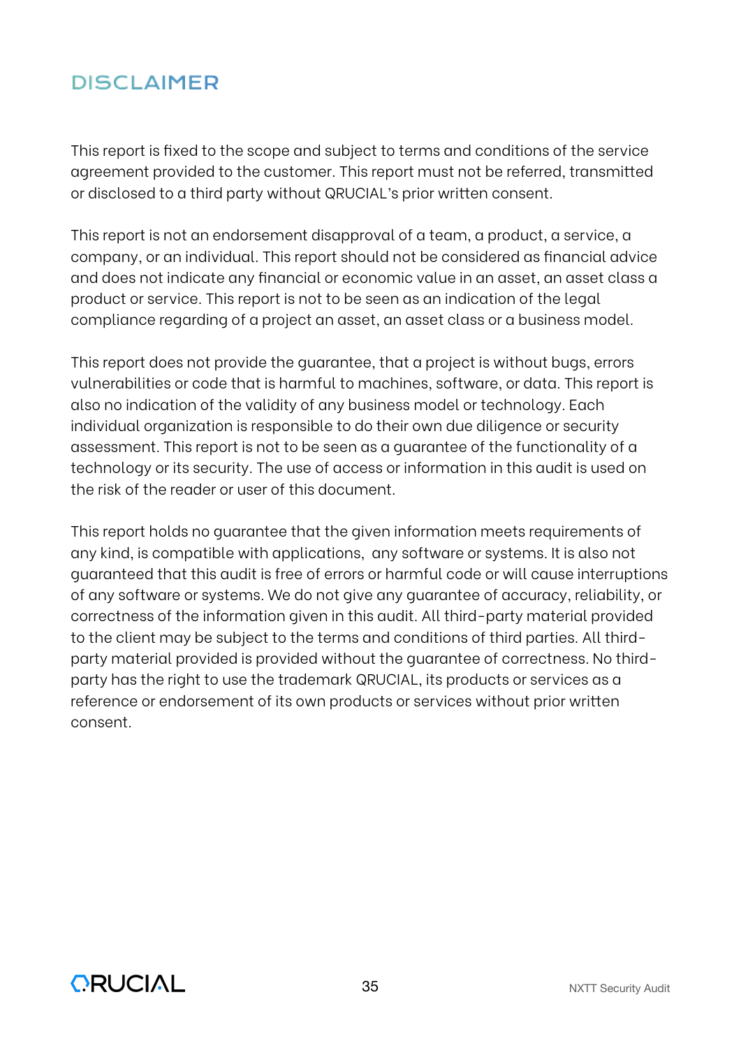# DISCLAIMER

This report is fixed to the scope and subject to terms and conditions of the service agreement provided to the customer. This report must not be referred, transmitted or disclosed to a third party without QRUCIAL's prior written consent.

This report is not an endorsement disapproval of a team, a product, a service, a company, or an individual. This report should not be considered as financial advice and does not indicate any financial or economic value in an asset, an asset class a product or service. This report is not to be seen as an indication of the legal compliance regarding of a project an asset, an asset class or a business model.

This report does not provide the guarantee, that a project is without bugs, errors vulnerabilities or code that is harmful to machines, software, or data. This report is also no indication of the validity of any business model or technology. Each individual organization is responsible to do their own due diligence or security assessment. This report is not to be seen as a guarantee of the functionality of a technology or its security. The use of access or information in this audit is used on the risk of the reader or user of this document.

This report holds no guarantee that the given information meets requirements of any kind, is compatible with applications, any software or systems. It is also not guaranteed that this audit is free of errors or harmful code or will cause interruptions of any software or systems. We do not give any guarantee of accuracy, reliability, or correctness of the information given in this audit. All third-party material provided to the client may be subject to the terms and conditions of third parties. All third-party material provided is provided without the guarantee of correctness. No third-party has the right to use the trademark QRUCIAL, its products or services as a reference or endorsement of its own products or services without prior written consent.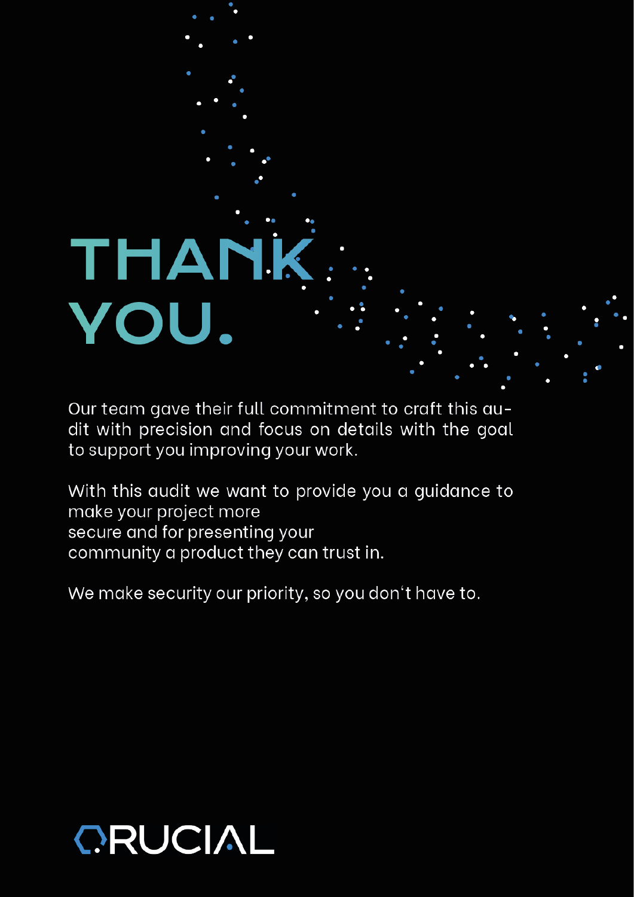# THANK YOU.

Our team gave their full commitment to craft this audit with precision and focus on details with the goal to support you improving your work.

With this audit we want to provide you a guidance to make your project more secure and for presenting your community a product they can trust in.

We make security our priority, so you don't have to.

CRUCIAL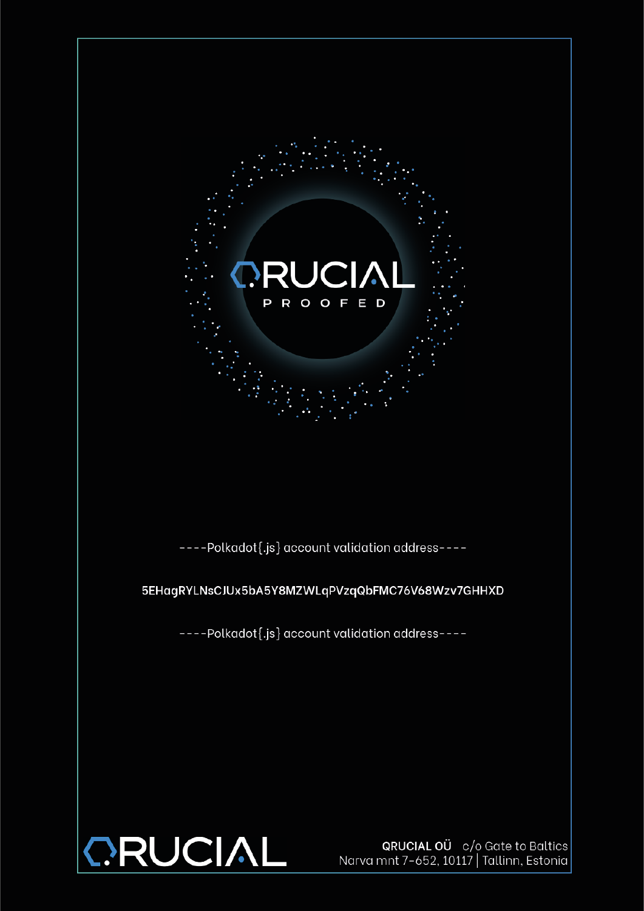QRUCIAL

PROOFED

----Polkadot{.js} account validation address----

5EHagRYLNsCJUx5bA5Y8MZWLqPVzqQbFMC76V68Wzv7GHHXD

----Polkadot{.js} account validation address----

QRUCIAL

**QRUCIAL OÜ** c/o Gate to Baltics
Narva mnt 7-652, 10117 | Tallinn, Estonia